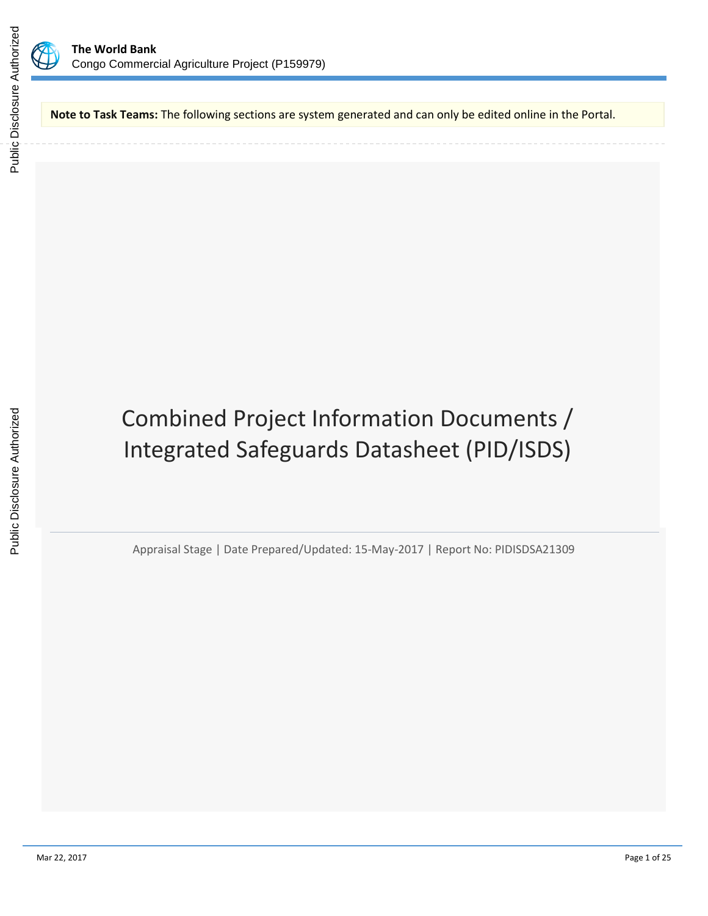**The World Bank**
Congo Commercial Agriculture Project (P159979)

**Note to Task Teams:** The following sections are system generated and can only be edited online in the Portal.

# Combined Project Information Documents / Integrated Safeguards Datasheet (PID/ISDS)

Appraisal Stage | Date Prepared/Updated: 15-May-2017 | Report No: PIDISDSA21309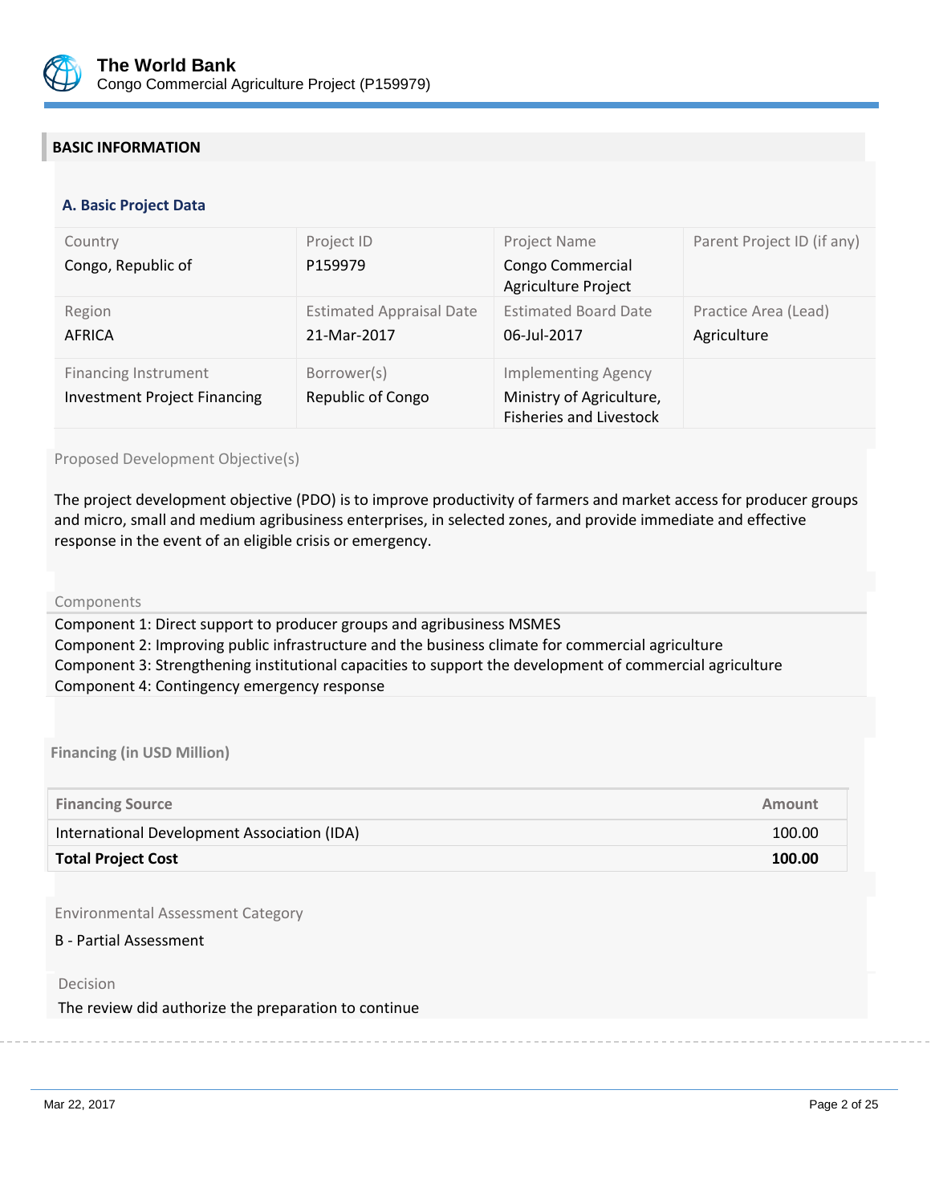## BASIC INFORMATION

### A. Basic Project Data

| Country | Project ID | Project Name | Parent Project ID (if any) |
|---|---|---|---|
| Congo, Republic of | P159979 | Congo Commercial Agriculture Project | |
| **Region** | **Estimated Appraisal Date** | **Estimated Board Date** | **Practice Area (Lead)** |
| AFRICA | 21-Mar-2017 | 06-Jul-2017 | Agriculture |
| **Financing Instrument** | **Borrower(s)** | **Implementing Agency** | |
| Investment Project Financing | Republic of Congo | Ministry of Agriculture, Fisheries and Livestock | |

Proposed Development Objective(s)

The project development objective (PDO) is to improve productivity of farmers and market access for producer groups and micro, small and medium agribusiness enterprises, in selected zones, and provide immediate and effective response in the event of an eligible crisis or emergency.

Components

Component 1: Direct support to producer groups and agribusiness MSMES
Component 2: Improving public infrastructure and the business climate for commercial agriculture
Component 3: Strengthening institutional capacities to support the development of commercial agriculture
Component 4: Contingency emergency response

**Financing (in USD Million)**

| Financing Source | Amount |
|---|---|
| International Development Association (IDA) | 100.00 |
| **Total Project Cost** | **100.00** |

Environmental Assessment Category

B - Partial Assessment

Decision

The review did authorize the preparation to continue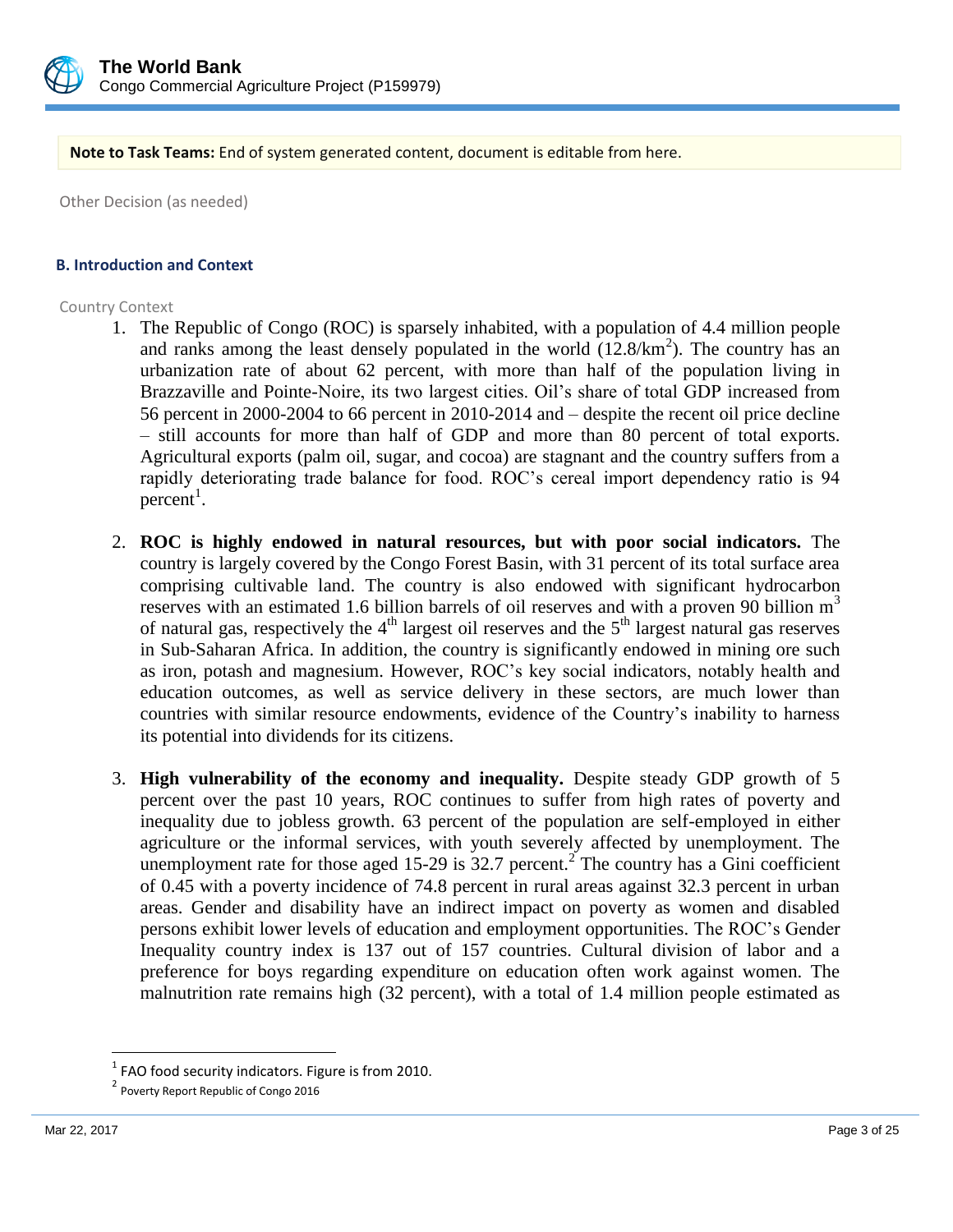**Note to Task Teams:** End of system generated content, document is editable from here.

Other Decision (as needed)

### B. Introduction and Context

Country Context

1. The Republic of Congo (ROC) is sparsely inhabited, with a population of 4.4 million people and ranks among the least densely populated in the world ($12.8/km^2$). The country has an urbanization rate of about 62 percent, with more than half of the population living in Brazzaville and Pointe-Noire, its two largest cities. Oil's share of total GDP increased from 56 percent in 2000-2004 to 66 percent in 2010-2014 and – despite the recent oil price decline – still accounts for more than half of GDP and more than 80 percent of total exports. Agricultural exports (palm oil, sugar, and cocoa) are stagnant and the country suffers from a rapidly deteriorating trade balance for food. ROC's cereal import dependency ratio is 94 percent[1].

2. **ROC is highly endowed in natural resources, but with poor social indicators.** The country is largely covered by the Congo Forest Basin, with 31 percent of its total surface area comprising cultivable land. The country is also endowed with significant hydrocarbon reserves with an estimated 1.6 billion barrels of oil reserves and with a proven 90 billion $m^3$ of natural gas, respectively the 4th largest oil reserves and the 5th largest natural gas reserves in Sub-Saharan Africa. In addition, the country is significantly endowed in mining ore such as iron, potash and magnesium. However, ROC's key social indicators, notably health and education outcomes, as well as service delivery in these sectors, are much lower than countries with similar resource endowments, evidence of the Country's inability to harness its potential into dividends for its citizens.

3. **High vulnerability of the economy and inequality.** Despite steady GDP growth of 5 percent over the past 10 years, ROC continues to suffer from high rates of poverty and inequality due to jobless growth. 63 percent of the population are self-employed in either agriculture or the informal services, with youth severely affected by unemployment. The unemployment rate for those aged 15-29 is 32.7 percent.[2] The country has a Gini coefficient of 0.45 with a poverty incidence of 74.8 percent in rural areas against 32.3 percent in urban areas. Gender and disability have an indirect impact on poverty as women and disabled persons exhibit lower levels of education and employment opportunities. The ROC's Gender Inequality country index is 137 out of 157 countries. Cultural division of labor and a preference for boys regarding expenditure on education often work against women. The malnutrition rate remains high (32 percent), with a total of 1.4 million people estimated as

---

[1] FAO food security indicators. Figure is from 2010.

[2] Poverty Report Republic of Congo 2016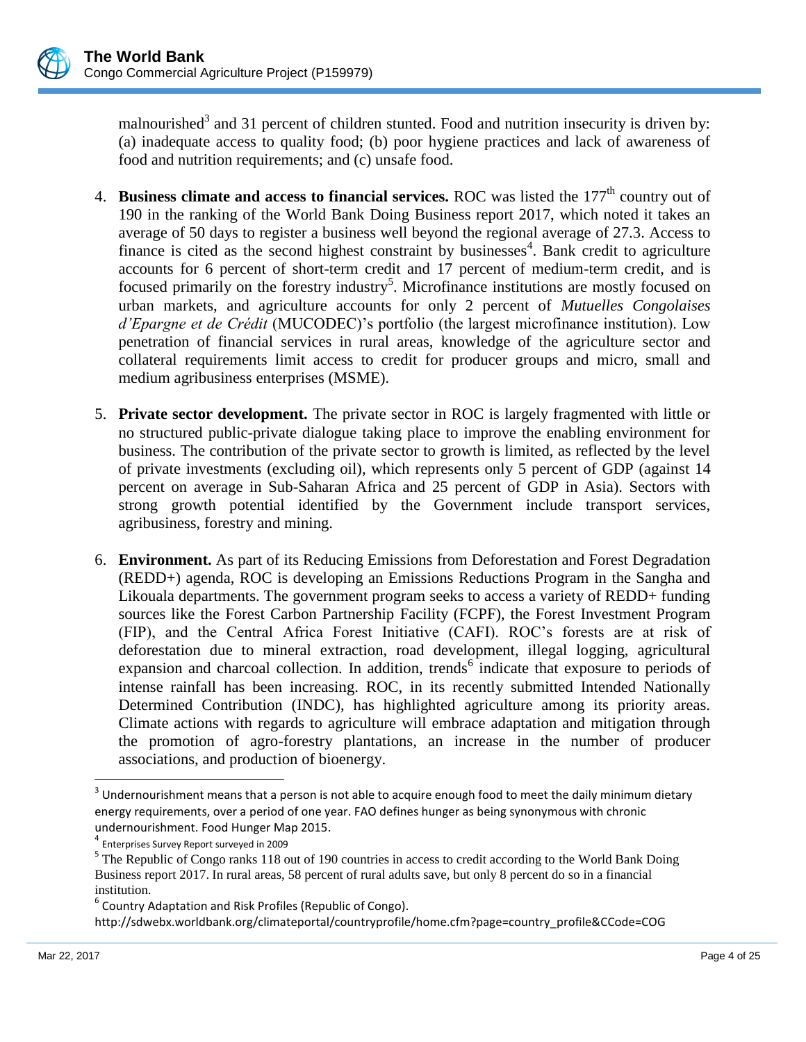malnourished[3] and 31 percent of children stunted. Food and nutrition insecurity is driven by: (a) inadequate access to quality food; (b) poor hygiene practices and lack of awareness of food and nutrition requirements; and (c) unsafe food.

4. **Business climate and access to financial services.** ROC was listed the 177th country out of 190 in the ranking of the World Bank Doing Business report 2017, which noted it takes an average of 50 days to register a business well beyond the regional average of 27.3. Access to finance is cited as the second highest constraint by businesses[4]. Bank credit to agriculture accounts for 6 percent of short-term credit and 17 percent of medium-term credit, and is focused primarily on the forestry industry[5]. Microfinance institutions are mostly focused on urban markets, and agriculture accounts for only 2 percent of *Mutuelles Congolaises d'Epargne et de Crédit* (MUCODEC)'s portfolio (the largest microfinance institution). Low penetration of financial services in rural areas, knowledge of the agriculture sector and collateral requirements limit access to credit for producer groups and micro, small and medium agribusiness enterprises (MSME).

5. **Private sector development.** The private sector in ROC is largely fragmented with little or no structured public-private dialogue taking place to improve the enabling environment for business. The contribution of the private sector to growth is limited, as reflected by the level of private investments (excluding oil), which represents only 5 percent of GDP (against 14 percent on average in Sub-Saharan Africa and 25 percent of GDP in Asia). Sectors with strong growth potential identified by the Government include transport services, agribusiness, forestry and mining.

6. **Environment.** As part of its Reducing Emissions from Deforestation and Forest Degradation (REDD+) agenda, ROC is developing an Emissions Reductions Program in the Sangha and Likouala departments. The government program seeks to access a variety of REDD+ funding sources like the Forest Carbon Partnership Facility (FCPF), the Forest Investment Program (FIP), and the Central Africa Forest Initiative (CAFI). ROC's forests are at risk of deforestation due to mineral extraction, road development, illegal logging, agricultural expansion and charcoal collection. In addition, trends[6] indicate that exposure to periods of intense rainfall has been increasing. ROC, in its recently submitted Intended Nationally Determined Contribution (INDC), has highlighted agriculture among its priority areas. Climate actions with regards to agriculture will embrace adaptation and mitigation through the promotion of agro-forestry plantations, an increase in the number of producer associations, and production of bioenergy.

---

[3] Undernourishment means that a person is not able to acquire enough food to meet the daily minimum dietary energy requirements, over a period of one year. FAO defines hunger as being synonymous with chronic undernourishment. Food Hunger Map 2015.

[4] Enterprises Survey Report surveyed in 2009

[5] The Republic of Congo ranks 118 out of 190 countries in access to credit according to the World Bank Doing Business report 2017. In rural areas, 58 percent of rural adults save, but only 8 percent do so in a financial institution.

[6] Country Adaptation and Risk Profiles (Republic of Congo). http://sdwebx.worldbank.org/climateportal/countryprofile/home.cfm?page=country_profile&CCode=COG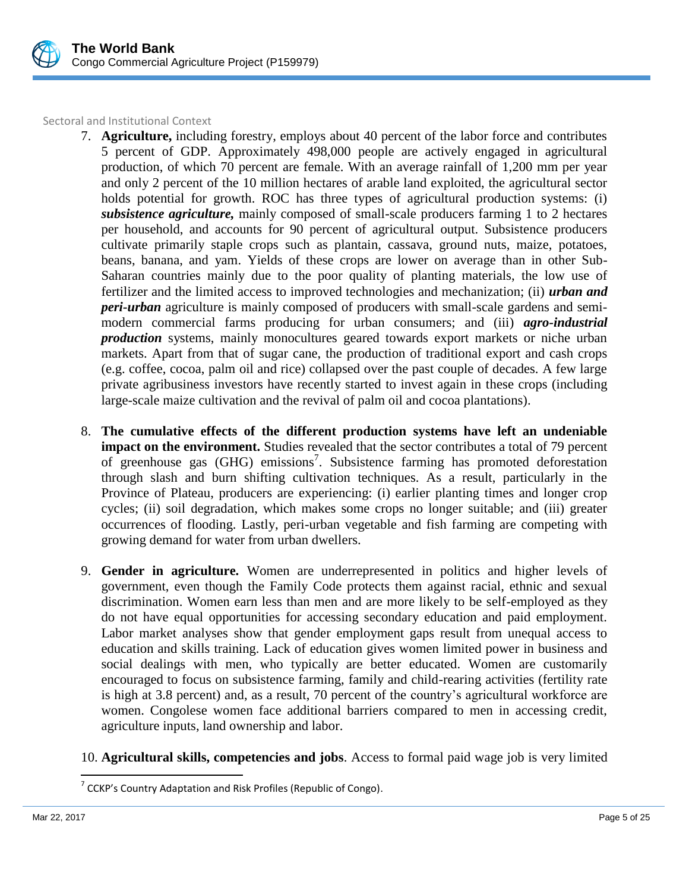Sectoral and Institutional Context

7. **Agriculture,** including forestry, employs about 40 percent of the labor force and contributes 5 percent of GDP. Approximately 498,000 people are actively engaged in agricultural production, of which 70 percent are female. With an average rainfall of 1,200 mm per year and only 2 percent of the 10 million hectares of arable land exploited, the agricultural sector holds potential for growth. ROC has three types of agricultural production systems: (i) ***subsistence agriculture,*** mainly composed of small-scale producers farming 1 to 2 hectares per household, and accounts for 90 percent of agricultural output. Subsistence producers cultivate primarily staple crops such as plantain, cassava, ground nuts, maize, potatoes, beans, banana, and yam. Yields of these crops are lower on average than in other Sub-Saharan countries mainly due to the poor quality of planting materials, the low use of fertilizer and the limited access to improved technologies and mechanization; (ii) ***urban and peri-urban*** agriculture is mainly composed of producers with small-scale gardens and semi-modern commercial farms producing for urban consumers; and (iii) ***agro-industrial production*** systems, mainly monocultures geared towards export markets or niche urban markets. Apart from that of sugar cane, the production of traditional export and cash crops (e.g. coffee, cocoa, palm oil and rice) collapsed over the past couple of decades. A few large private agribusiness investors have recently started to invest again in these crops (including large-scale maize cultivation and the revival of palm oil and cocoa plantations).

8. **The cumulative effects of the different production systems have left an undeniable impact on the environment.** Studies revealed that the sector contributes a total of 79 percent of greenhouse gas (GHG) emissions[7]. Subsistence farming has promoted deforestation through slash and burn shifting cultivation techniques. As a result, particularly in the Province of Plateau, producers are experiencing: (i) earlier planting times and longer crop cycles; (ii) soil degradation, which makes some crops no longer suitable; and (iii) greater occurrences of flooding. Lastly, peri-urban vegetable and fish farming are competing with growing demand for water from urban dwellers.

9. **Gender in agriculture.** Women are underrepresented in politics and higher levels of government, even though the Family Code protects them against racial, ethnic and sexual discrimination. Women earn less than men and are more likely to be self-employed as they do not have equal opportunities for accessing secondary education and paid employment. Labor market analyses show that gender employment gaps result from unequal access to education and skills training. Lack of education gives women limited power in business and social dealings with men, who typically are better educated. Women are customarily encouraged to focus on subsistence farming, family and child-rearing activities (fertility rate is high at 3.8 percent) and, as a result, 70 percent of the country's agricultural workforce are women. Congolese women face additional barriers compared to men in accessing credit, agriculture inputs, land ownership and labor.

10. **Agricultural skills, competencies and jobs**. Access to formal paid wage job is very limited

[7] CCKP's Country Adaptation and Risk Profiles (Republic of Congo).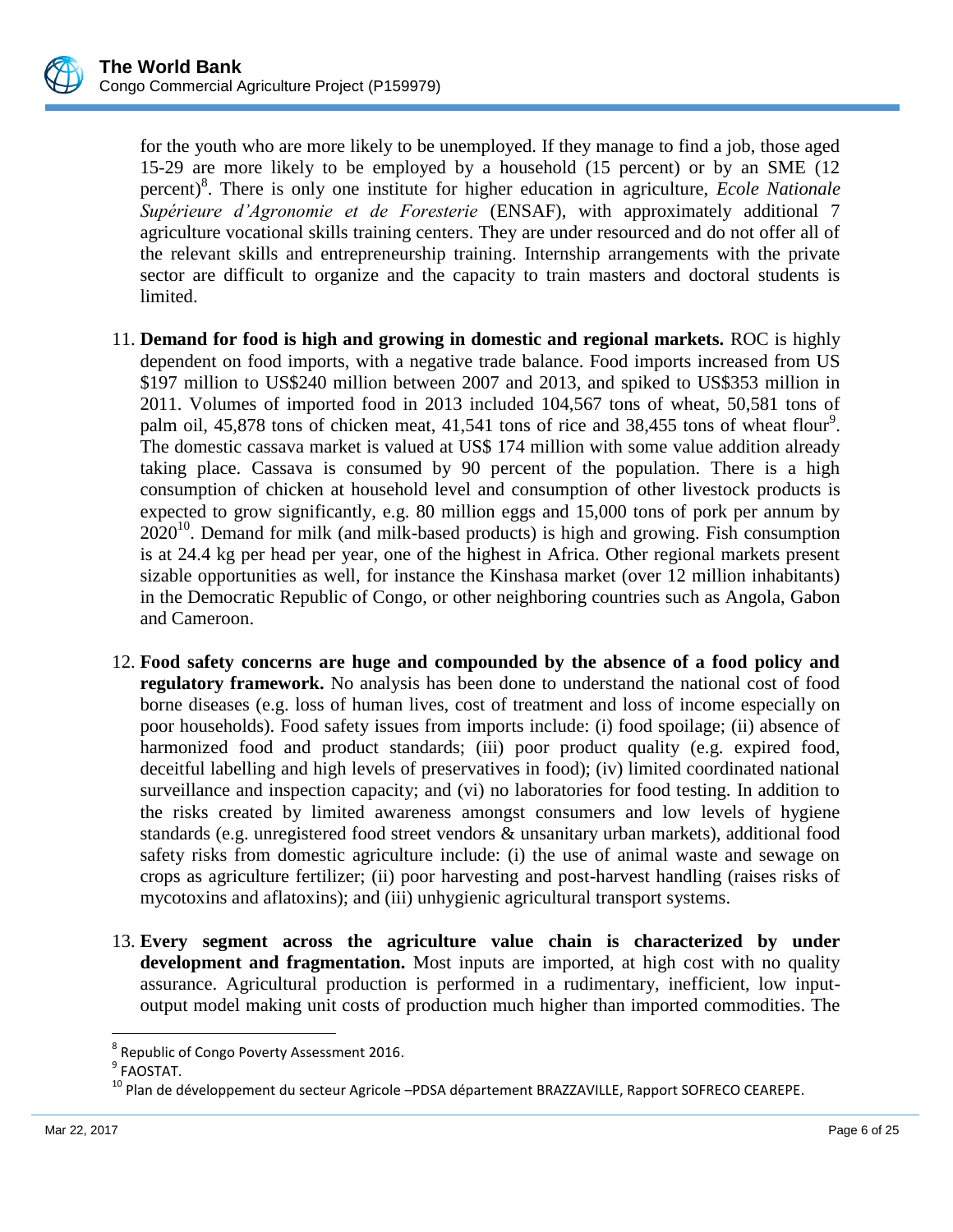for the youth who are more likely to be unemployed. If they manage to find a job, those aged 15-29 are more likely to be employed by a household (15 percent) or by an SME (12 percent)[8]. There is only one institute for higher education in agriculture, *Ecole Nationale Supérieure d'Agronomie et de Foresterie* (ENSAF), with approximately additional 7 agriculture vocational skills training centers. They are under resourced and do not offer all of the relevant skills and entrepreneurship training. Internship arrangements with the private sector are difficult to organize and the capacity to train masters and doctoral students is limited.

11. **Demand for food is high and growing in domestic and regional markets.** ROC is highly dependent on food imports, with a negative trade balance. Food imports increased from US $197 million to US$240 million between 2007 and 2013, and spiked to US$353 million in 2011. Volumes of imported food in 2013 included 104,567 tons of wheat, 50,581 tons of palm oil, 45,878 tons of chicken meat, 41,541 tons of rice and 38,455 tons of wheat flour[9]. The domestic cassava market is valued at US$ 174 million with some value addition already taking place. Cassava is consumed by 90 percent of the population. There is a high consumption of chicken at household level and consumption of other livestock products is expected to grow significantly, e.g. 80 million eggs and 15,000 tons of pork per annum by 2020[10]. Demand for milk (and milk-based products) is high and growing. Fish consumption is at 24.4 kg per head per year, one of the highest in Africa. Other regional markets present sizable opportunities as well, for instance the Kinshasa market (over 12 million inhabitants) in the Democratic Republic of Congo, or other neighboring countries such as Angola, Gabon and Cameroon.

12. **Food safety concerns are huge and compounded by the absence of a food policy and regulatory framework.** No analysis has been done to understand the national cost of food borne diseases (e.g. loss of human lives, cost of treatment and loss of income especially on poor households). Food safety issues from imports include: (i) food spoilage; (ii) absence of harmonized food and product standards; (iii) poor product quality (e.g. expired food, deceitful labelling and high levels of preservatives in food); (iv) limited coordinated national surveillance and inspection capacity; and (vi) no laboratories for food testing. In addition to the risks created by limited awareness amongst consumers and low levels of hygiene standards (e.g. unregistered food street vendors & unsanitary urban markets), additional food safety risks from domestic agriculture include: (i) the use of animal waste and sewage on crops as agriculture fertilizer; (ii) poor harvesting and post-harvest handling (raises risks of mycotoxins and aflatoxins); and (iii) unhygienic agricultural transport systems.

13. **Every segment across the agriculture value chain is characterized by under development and fragmentation.** Most inputs are imported, at high cost with no quality assurance. Agricultural production is performed in a rudimentary, inefficient, low input-output model making unit costs of production much higher than imported commodities. The

---

[8] Republic of Congo Poverty Assessment 2016.

[9] FAOSTAT.

[10] Plan de développement du secteur Agricole –PDSA département BRAZZAVILLE, Rapport SOFRECO CEAREPE.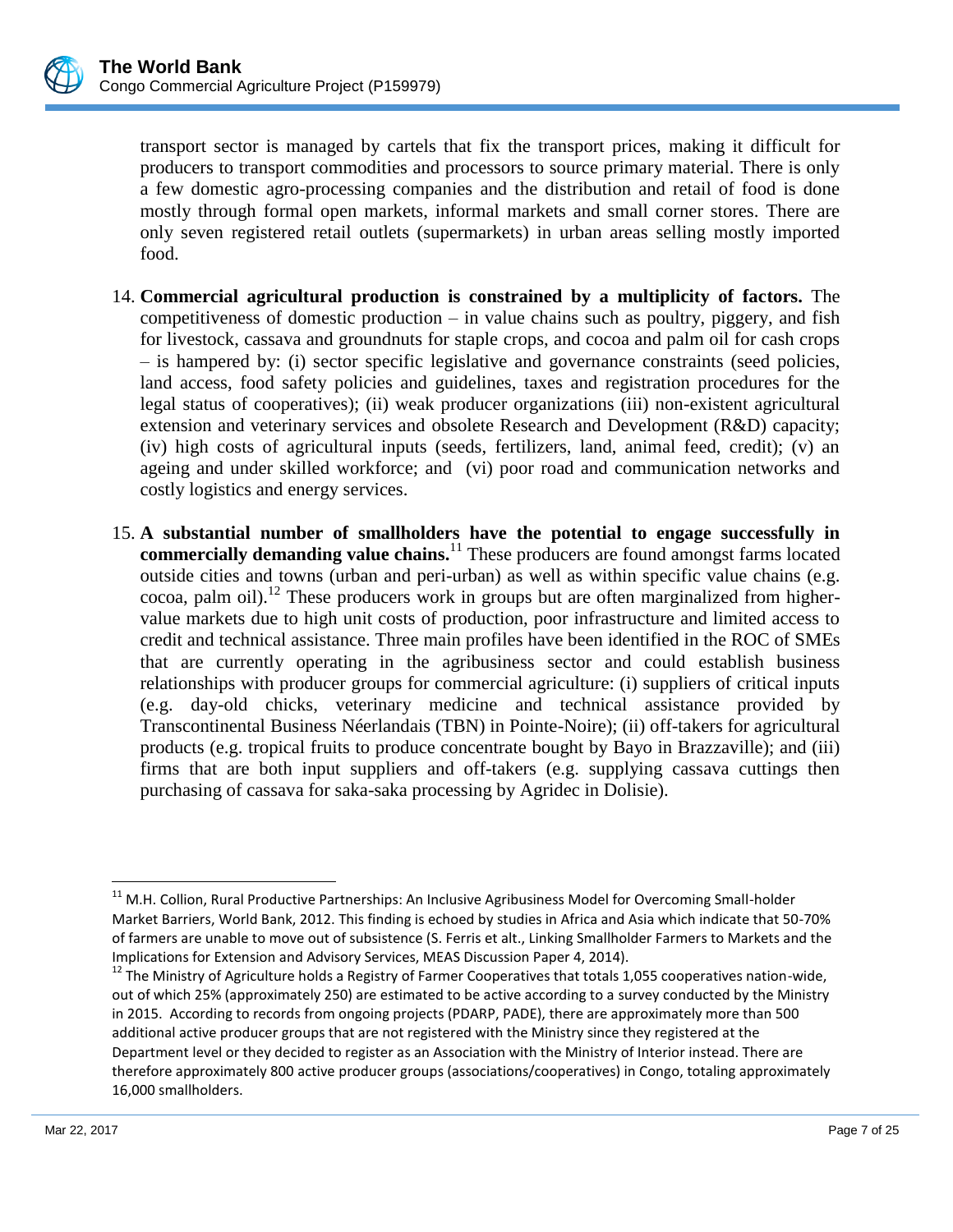transport sector is managed by cartels that fix the transport prices, making it difficult for producers to transport commodities and processors to source primary material. There is only a few domestic agro-processing companies and the distribution and retail of food is done mostly through formal open markets, informal markets and small corner stores. There are only seven registered retail outlets (supermarkets) in urban areas selling mostly imported food.

14. **Commercial agricultural production is constrained by a multiplicity of factors.** The competitiveness of domestic production – in value chains such as poultry, piggery, and fish for livestock, cassava and groundnuts for staple crops, and cocoa and palm oil for cash crops – is hampered by: (i) sector specific legislative and governance constraints (seed policies, land access, food safety policies and guidelines, taxes and registration procedures for the legal status of cooperatives); (ii) weak producer organizations (iii) non-existent agricultural extension and veterinary services and obsolete Research and Development (R&D) capacity; (iv) high costs of agricultural inputs (seeds, fertilizers, land, animal feed, credit); (v) an ageing and under skilled workforce; and (vi) poor road and communication networks and costly logistics and energy services.

15. **A substantial number of smallholders have the potential to engage successfully in commercially demanding value chains.**[11] These producers are found amongst farms located outside cities and towns (urban and peri-urban) as well as within specific value chains (e.g. cocoa, palm oil).[12] These producers work in groups but are often marginalized from higher-value markets due to high unit costs of production, poor infrastructure and limited access to credit and technical assistance. Three main profiles have been identified in the ROC of SMEs that are currently operating in the agribusiness sector and could establish business relationships with producer groups for commercial agriculture: (i) suppliers of critical inputs (e.g. day-old chicks, veterinary medicine and technical assistance provided by Transcontinental Business Néerlandais (TBN) in Pointe-Noire); (ii) off-takers for agricultural products (e.g. tropical fruits to produce concentrate bought by Bayo in Brazzaville); and (iii) firms that are both input suppliers and off-takers (e.g. supplying cassava cuttings then purchasing of cassava for saka-saka processing by Agridec in Dolisie).

---

[11] M.H. Collion, Rural Productive Partnerships: An Inclusive Agribusiness Model for Overcoming Small-holder Market Barriers, World Bank, 2012. This finding is echoed by studies in Africa and Asia which indicate that 50-70% of farmers are unable to move out of subsistence (S. Ferris et alt., Linking Smallholder Farmers to Markets and the Implications for Extension and Advisory Services, MEAS Discussion Paper 4, 2014).

[12] The Ministry of Agriculture holds a Registry of Farmer Cooperatives that totals 1,055 cooperatives nation-wide, out of which 25% (approximately 250) are estimated to be active according to a survey conducted by the Ministry in 2015. According to records from ongoing projects (PDARP, PADE), there are approximately more than 500 additional active producer groups that are not registered with the Ministry since they registered at the Department level or they decided to register as an Association with the Ministry of Interior instead. There are therefore approximately 800 active producer groups (associations/cooperatives) in Congo, totaling approximately 16,000 smallholders.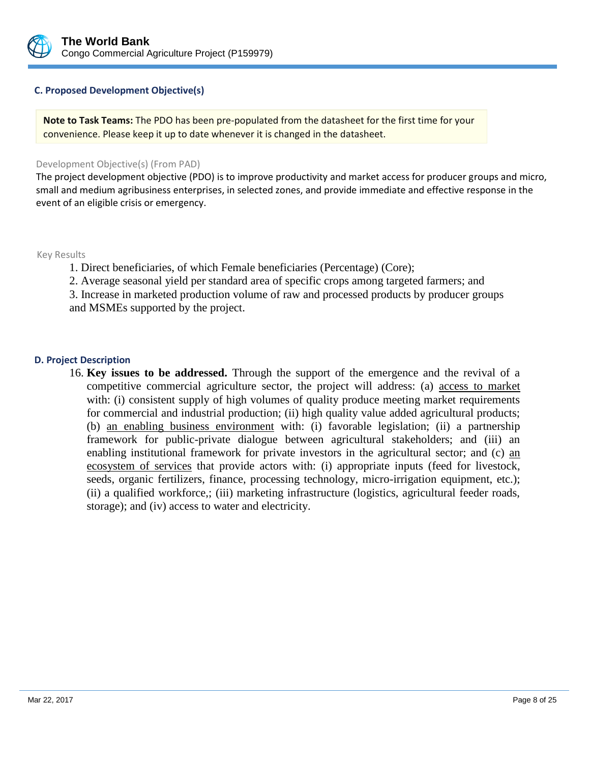### C. Proposed Development Objective(s)

**Note to Task Teams:** The PDO has been pre-populated from the datasheet for the first time for your convenience. Please keep it up to date whenever it is changed in the datasheet.

Development Objective(s) (From PAD)

The project development objective (PDO) is to improve productivity and market access for producer groups and micro, small and medium agribusiness enterprises, in selected zones, and provide immediate and effective response in the event of an eligible crisis or emergency.

Key Results

1. Direct beneficiaries, of which Female beneficiaries (Percentage) (Core);
2. Average seasonal yield per standard area of specific crops among targeted farmers; and
3. Increase in marketed production volume of raw and processed products by producer groups and MSMEs supported by the project.

### D. Project Description

16. **Key issues to be addressed.** Through the support of the emergence and the revival of a competitive commercial agriculture sector, the project will address: (a) access to market with: (i) consistent supply of high volumes of quality produce meeting market requirements for commercial and industrial production; (ii) high quality value added agricultural products; (b) an enabling business environment with: (i) favorable legislation; (ii) a partnership framework for public-private dialogue between agricultural stakeholders; and (iii) an enabling institutional framework for private investors in the agricultural sector; and (c) an ecosystem of services that provide actors with: (i) appropriate inputs (feed for livestock, seeds, organic fertilizers, finance, processing technology, micro-irrigation equipment, etc.); (ii) a qualified workforce,; (iii) marketing infrastructure (logistics, agricultural feeder roads, storage); and (iv) access to water and electricity.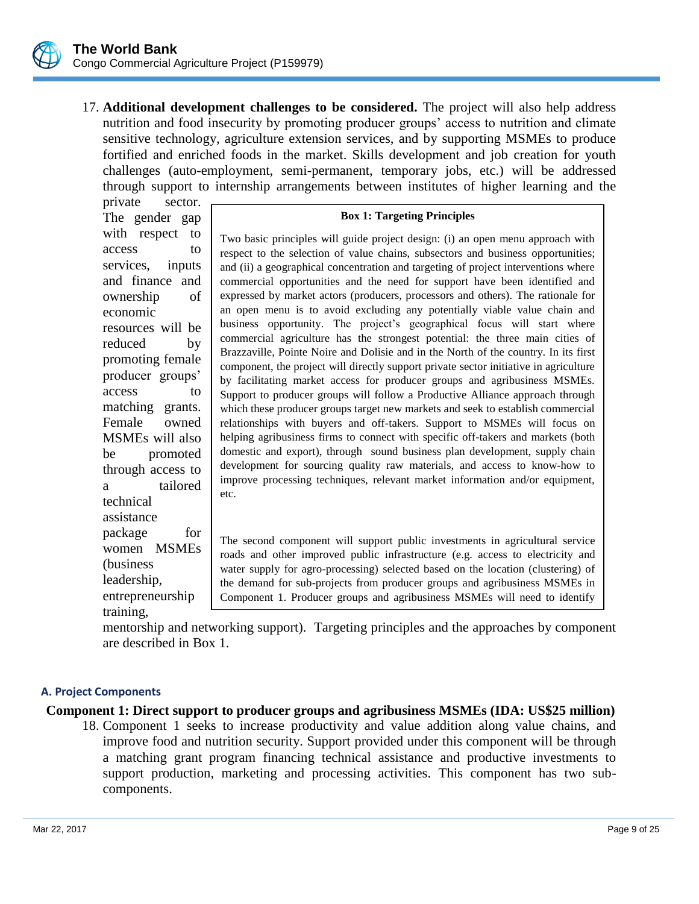17. **Additional development challenges to be considered.** The project will also help address nutrition and food insecurity by promoting producer groups' access to nutrition and climate sensitive technology, agriculture extension services, and by supporting MSMEs to produce fortified and enriched foods in the market. Skills development and job creation for youth challenges (auto-employment, semi-permanent, temporary jobs, etc.) will be addressed through support to internship arrangements between institutes of higher learning and the private sector. The gender gap with respect to access to services, inputs and finance and ownership of economic resources will be reduced by promoting female producer groups' access to matching grants. Female owned MSMEs will also be promoted through access to a tailored technical assistance package for women MSMEs (business leadership, entrepreneurship training, mentorship and networking support). Targeting principles and the approaches by component are described in Box 1.

> **Box 1: Targeting Principles**
>
> Two basic principles will guide project design: (i) an open menu approach with respect to the selection of value chains, subsectors and business opportunities; and (ii) a geographical concentration and targeting of project interventions where commercial opportunities and the need for support have been identified and expressed by market actors (producers, processors and others). The rationale for an open menu is to avoid excluding any potentially viable value chain and business opportunity. The project's geographical focus will start where commercial agriculture has the strongest potential: the three main cities of Brazzaville, Pointe Noire and Dolisie and in the North of the country. In its first component, the project will directly support private sector initiative in agriculture by facilitating market access for producer groups and agribusiness MSMEs. Support to producer groups will follow a Productive Alliance approach through which these producer groups target new markets and seek to establish commercial relationships with buyers and off-takers. Support to MSMEs will focus on helping agribusiness firms to connect with specific off-takers and markets (both domestic and export), through sound business plan development, supply chain development for sourcing quality raw materials, and access to know-how to improve processing techniques, relevant market information and/or equipment, etc.
>
> The second component will support public investments in agricultural service roads and other improved public infrastructure (e.g. access to electricity and water supply for agro-processing) selected based on the location (clustering) of the demand for sub-projects from producer groups and agribusiness MSMEs in Component 1. Producer groups and agribusiness MSMEs will need to identify

### A. Project Components

**Component 1: Direct support to producer groups and agribusiness MSMEs (IDA: US$25 million)**

18. Component 1 seeks to increase productivity and value addition along value chains, and improve food and nutrition security. Support provided under this component will be through a matching grant program financing technical assistance and productive investments to support production, marketing and processing activities. This component has two sub-components.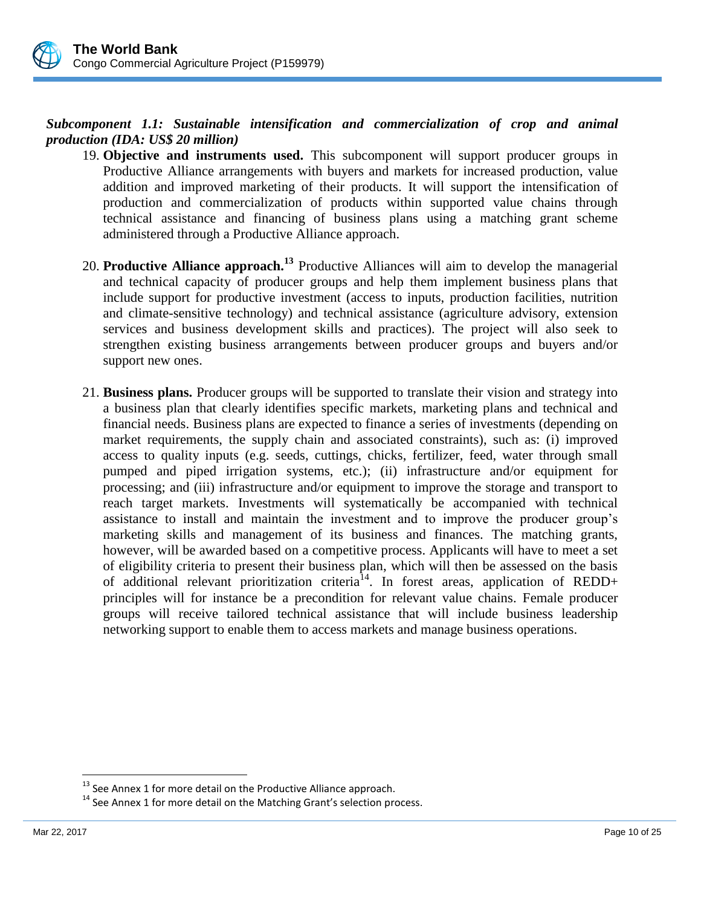***Subcomponent 1.1: Sustainable intensification and commercialization of crop and animal production (IDA: US$ 20 million)***

19. **Objective and instruments used.** This subcomponent will support producer groups in Productive Alliance arrangements with buyers and markets for increased production, value addition and improved marketing of their products. It will support the intensification of production and commercialization of products within supported value chains through technical assistance and financing of business plans using a matching grant scheme administered through a Productive Alliance approach.

20. **Productive Alliance approach.**[13] Productive Alliances will aim to develop the managerial and technical capacity of producer groups and help them implement business plans that include support for productive investment (access to inputs, production facilities, nutrition and climate-sensitive technology) and technical assistance (agriculture advisory, extension services and business development skills and practices). The project will also seek to strengthen existing business arrangements between producer groups and buyers and/or support new ones.

21. **Business plans.** Producer groups will be supported to translate their vision and strategy into a business plan that clearly identifies specific markets, marketing plans and technical and financial needs. Business plans are expected to finance a series of investments (depending on market requirements, the supply chain and associated constraints), such as: (i) improved access to quality inputs (e.g. seeds, cuttings, chicks, fertilizer, feed, water through small pumped and piped irrigation systems, etc.); (ii) infrastructure and/or equipment for processing; and (iii) infrastructure and/or equipment to improve the storage and transport to reach target markets. Investments will systematically be accompanied with technical assistance to install and maintain the investment and to improve the producer group's marketing skills and management of its business and finances. The matching grants, however, will be awarded based on a competitive process. Applicants will have to meet a set of eligibility criteria to present their business plan, which will then be assessed on the basis of additional relevant prioritization criteria[14]. In forest areas, application of REDD+ principles will for instance be a precondition for relevant value chains. Female producer groups will receive tailored technical assistance that will include business leadership networking support to enable them to access markets and manage business operations.

---

[13] See Annex 1 for more detail on the Productive Alliance approach.

[14] See Annex 1 for more detail on the Matching Grant's selection process.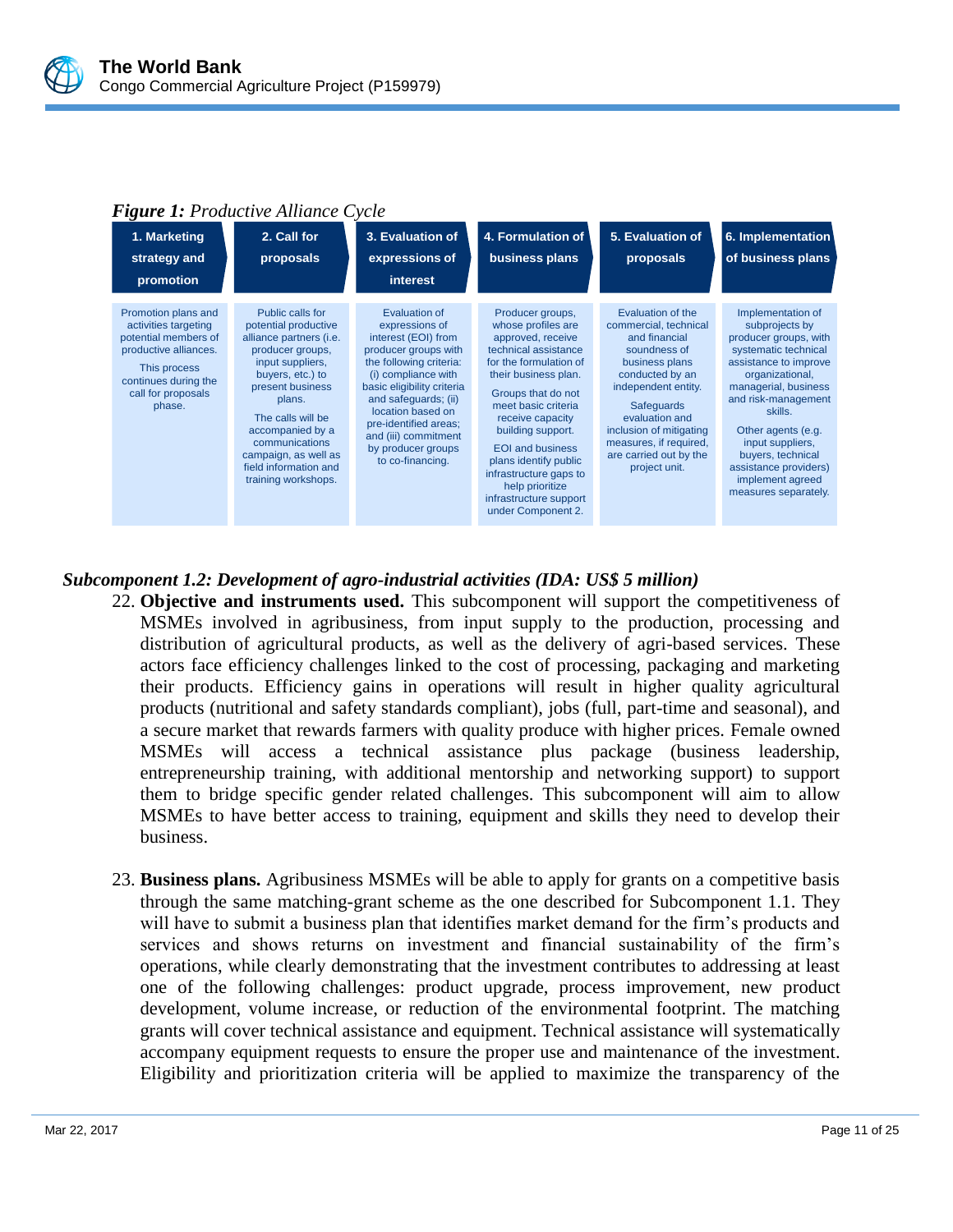*Figure 1: Productive Alliance Cycle*

| 1. Marketing strategy and promotion | 2. Call for proposals | 3. Evaluation of expressions of interest | 4. Formulation of business plans | 5. Evaluation of proposals | 6. Implementation of business plans |
|---|---|---|---|---|---|
| Promotion plans and activities targeting potential members of productive alliances. This process continues during the call for proposals phase. | Public calls for potential productive alliance partners (i.e. producer groups, input suppliers, buyers, etc.) to present business plans. The calls will be accompanied by a communications campaign, as well as field information and training workshops. | Evaluation of expressions of interest (EOI) from producer groups with the following criteria: (i) compliance with basic eligibility criteria and safeguards; (ii) location based on pre-identified areas; and (iii) commitment by producer groups to co-financing. | Producer groups, whose profiles are approved, receive technical assistance for the formulation of their business plan. Groups that do not meet basic criteria receive capacity building support. EOI and business plans identify public infrastructure gaps to help prioritize infrastructure support under Component 2. | Evaluation of the commercial, technical and financial soundness of business plans conducted by an independent entity. Safeguards evaluation and inclusion of mitigating measures, if required, are carried out by the project unit. | Implementation of subprojects by producer groups, with systematic technical assistance to improve organizational, managerial, business and risk-management skills. Other agents (e.g. input suppliers, buyers, technical assistance providers) implement agreed measures separately. |

### *Subcomponent 1.2: Development of agro-industrial activities (IDA: US$ 5 million)*

22. **Objective and instruments used.** This subcomponent will support the competitiveness of MSMEs involved in agribusiness, from input supply to the production, processing and distribution of agricultural products, as well as the delivery of agri-based services. These actors face efficiency challenges linked to the cost of processing, packaging and marketing their products. Efficiency gains in operations will result in higher quality agricultural products (nutritional and safety standards compliant), jobs (full, part-time and seasonal), and a secure market that rewards farmers with quality produce with higher prices. Female owned MSMEs will access a technical assistance plus package (business leadership, entrepreneurship training, with additional mentorship and networking support) to support them to bridge specific gender related challenges. This subcomponent will aim to allow MSMEs to have better access to training, equipment and skills they need to develop their business.

23. **Business plans.** Agribusiness MSMEs will be able to apply for grants on a competitive basis through the same matching-grant scheme as the one described for Subcomponent 1.1. They will have to submit a business plan that identifies market demand for the firm's products and services and shows returns on investment and financial sustainability of the firm's operations, while clearly demonstrating that the investment contributes to addressing at least one of the following challenges: product upgrade, process improvement, new product development, volume increase, or reduction of the environmental footprint. The matching grants will cover technical assistance and equipment. Technical assistance will systematically accompany equipment requests to ensure the proper use and maintenance of the investment. Eligibility and prioritization criteria will be applied to maximize the transparency of the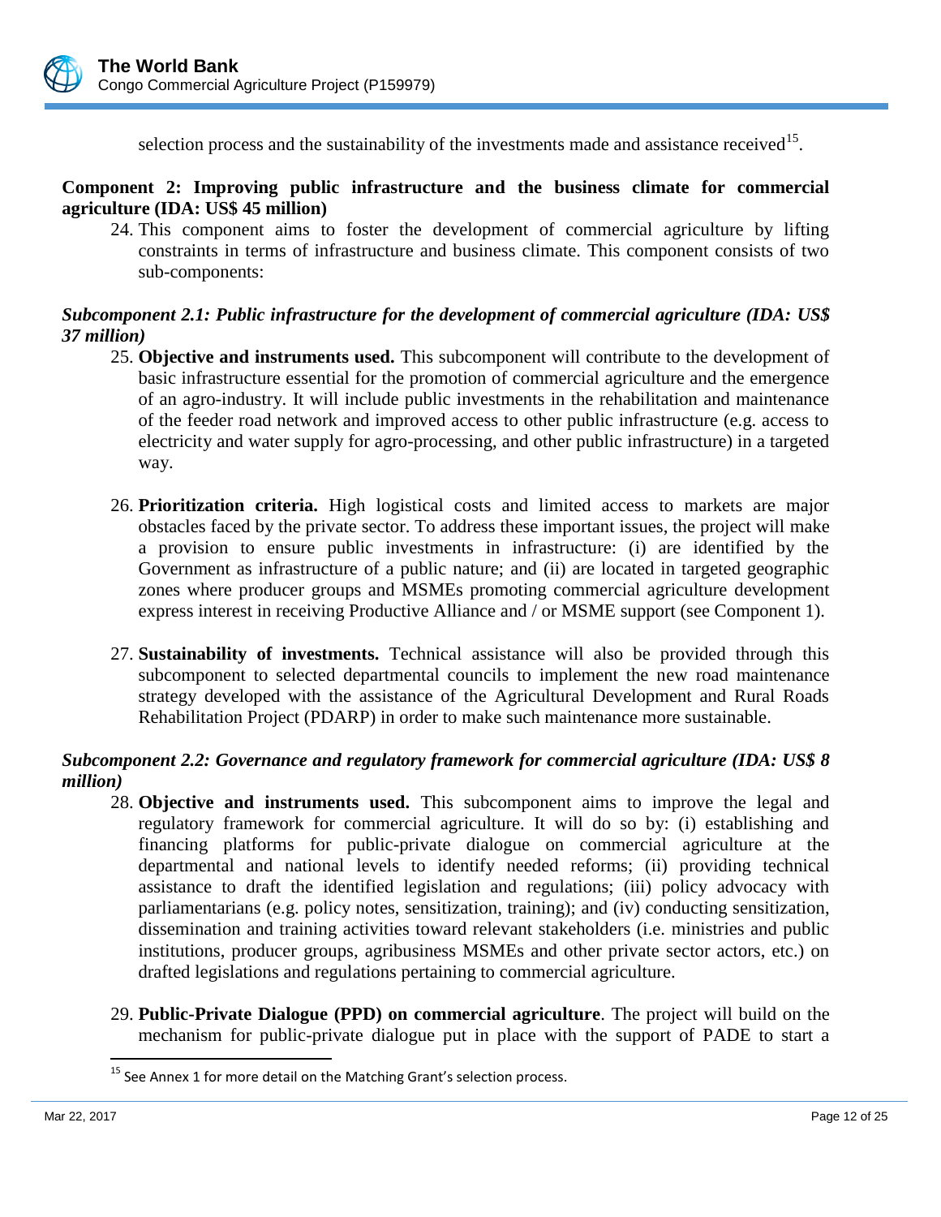selection process and the sustainability of the investments made and assistance received[15].

**Component 2: Improving public infrastructure and the business climate for commercial agriculture (IDA: US$ 45 million)**

24. This component aims to foster the development of commercial agriculture by lifting constraints in terms of infrastructure and business climate. This component consists of two sub-components:

***Subcomponent 2.1: Public infrastructure for the development of commercial agriculture (IDA: US$ 37 million)***

25. **Objective and instruments used.** This subcomponent will contribute to the development of basic infrastructure essential for the promotion of commercial agriculture and the emergence of an agro-industry. It will include public investments in the rehabilitation and maintenance of the feeder road network and improved access to other public infrastructure (e.g. access to electricity and water supply for agro-processing, and other public infrastructure) in a targeted way.

26. **Prioritization criteria.** High logistical costs and limited access to markets are major obstacles faced by the private sector. To address these important issues, the project will make a provision to ensure public investments in infrastructure: (i) are identified by the Government as infrastructure of a public nature; and (ii) are located in targeted geographic zones where producer groups and MSMEs promoting commercial agriculture development express interest in receiving Productive Alliance and / or MSME support (see Component 1).

27. **Sustainability of investments.** Technical assistance will also be provided through this subcomponent to selected departmental councils to implement the new road maintenance strategy developed with the assistance of the Agricultural Development and Rural Roads Rehabilitation Project (PDARP) in order to make such maintenance more sustainable.

***Subcomponent 2.2: Governance and regulatory framework for commercial agriculture (IDA: US$ 8 million)***

28. **Objective and instruments used.** This subcomponent aims to improve the legal and regulatory framework for commercial agriculture. It will do so by: (i) establishing and financing platforms for public-private dialogue on commercial agriculture at the departmental and national levels to identify needed reforms; (ii) providing technical assistance to draft the identified legislation and regulations; (iii) policy advocacy with parliamentarians (e.g. policy notes, sensitization, training); and (iv) conducting sensitization, dissemination and training activities toward relevant stakeholders (i.e. ministries and public institutions, producer groups, agribusiness MSMEs and other private sector actors, etc.) on drafted legislations and regulations pertaining to commercial agriculture.

29. **Public-Private Dialogue (PPD) on commercial agriculture**. The project will build on the mechanism for public-private dialogue put in place with the support of PADE to start a

[15] See Annex 1 for more detail on the Matching Grant's selection process.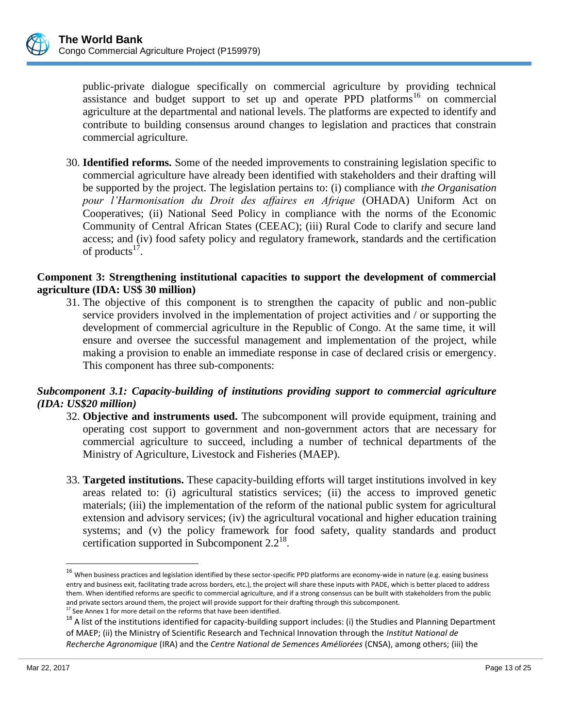public-private dialogue specifically on commercial agriculture by providing technical assistance and budget support to set up and operate PPD platforms[16] on commercial agriculture at the departmental and national levels. The platforms are expected to identify and contribute to building consensus around changes to legislation and practices that constrain commercial agriculture.

30. **Identified reforms.** Some of the needed improvements to constraining legislation specific to commercial agriculture have already been identified with stakeholders and their drafting will be supported by the project. The legislation pertains to: (i) compliance with *the Organisation pour l'Harmonisation du Droit des affaires en Afrique* (OHADA) Uniform Act on Cooperatives; (ii) National Seed Policy in compliance with the norms of the Economic Community of Central African States (CEEAC); (iii) Rural Code to clarify and secure land access; and (iv) food safety policy and regulatory framework, standards and the certification of products[17].

**Component 3: Strengthening institutional capacities to support the development of commercial agriculture (IDA: US$ 30 million)**

31. The objective of this component is to strengthen the capacity of public and non-public service providers involved in the implementation of project activities and / or supporting the development of commercial agriculture in the Republic of Congo. At the same time, it will ensure and oversee the successful management and implementation of the project, while making a provision to enable an immediate response in case of declared crisis or emergency. This component has three sub-components:

***Subcomponent 3.1: Capacity-building of institutions providing support to commercial agriculture (IDA: US$20 million)***

32. **Objective and instruments used.** The subcomponent will provide equipment, training and operating cost support to government and non-government actors that are necessary for commercial agriculture to succeed, including a number of technical departments of the Ministry of Agriculture, Livestock and Fisheries (MAEP).

33. **Targeted institutions.** These capacity-building efforts will target institutions involved in key areas related to: (i) agricultural statistics services; (ii) the access to improved genetic materials; (iii) the implementation of the reform of the national public system for agricultural extension and advisory services; (iv) the agricultural vocational and higher education training systems; and (v) the policy framework for food safety, quality standards and product certification supported in Subcomponent 2.2[18].

---

[16] When business practices and legislation identified by these sector-specific PPD platforms are economy-wide in nature (e.g. easing business entry and business exit, facilitating trade across borders, etc.), the project will share these inputs with PADE, which is better placed to address them. When identified reforms are specific to commercial agriculture, and if a strong consensus can be built with stakeholders from the public and private sectors around them, the project will provide support for their drafting through this subcomponent.

[17] See Annex 1 for more detail on the reforms that have been identified.

[18] A list of the institutions identified for capacity-building support includes: (i) the Studies and Planning Department of MAEP; (ii) the Ministry of Scientific Research and Technical Innovation through the *Institut National de Recherche Agronomique* (IRA) and the *Centre National de Semences Améliorées* (CNSA), among others; (iii) the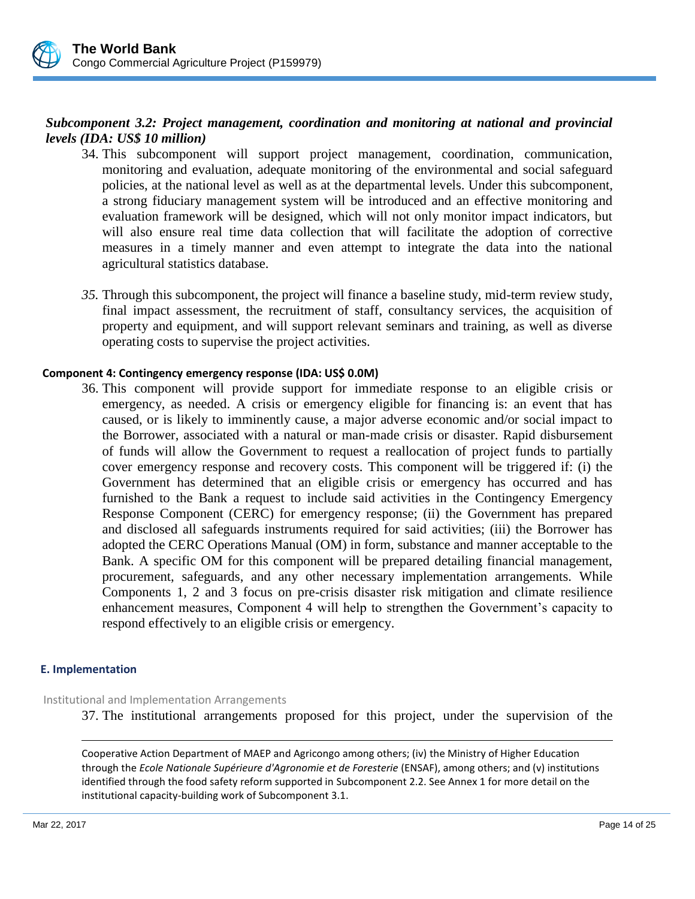***Subcomponent 3.2: Project management, coordination and monitoring at national and provincial levels (IDA: US$ 10 million)***

34. This subcomponent will support project management, coordination, communication, monitoring and evaluation, adequate monitoring of the environmental and social safeguard policies, at the national level as well as at the departmental levels. Under this subcomponent, a strong fiduciary management system will be introduced and an effective monitoring and evaluation framework will be designed, which will not only monitor impact indicators, but will also ensure real time data collection that will facilitate the adoption of corrective measures in a timely manner and even attempt to integrate the data into the national agricultural statistics database.

35. Through this subcomponent, the project will finance a baseline study, mid-term review study, final impact assessment, the recruitment of staff, consultancy services, the acquisition of property and equipment, and will support relevant seminars and training, as well as diverse operating costs to supervise the project activities.

**Component 4: Contingency emergency response (IDA: US$ 0.0M)**

36. This component will provide support for immediate response to an eligible crisis or emergency, as needed. A crisis or emergency eligible for financing is: an event that has caused, or is likely to imminently cause, a major adverse economic and/or social impact to the Borrower, associated with a natural or man-made crisis or disaster. Rapid disbursement of funds will allow the Government to request a reallocation of project funds to partially cover emergency response and recovery costs. This component will be triggered if: (i) the Government has determined that an eligible crisis or emergency has occurred and has furnished to the Bank a request to include said activities in the Contingency Emergency Response Component (CERC) for emergency response; (ii) the Government has prepared and disclosed all safeguards instruments required for said activities; (iii) the Borrower has adopted the CERC Operations Manual (OM) in form, substance and manner acceptable to the Bank. A specific OM for this component will be prepared detailing financial management, procurement, safeguards, and any other necessary implementation arrangements. While Components 1, 2 and 3 focus on pre-crisis disaster risk mitigation and climate resilience enhancement measures, Component 4 will help to strengthen the Government's capacity to respond effectively to an eligible crisis or emergency.

## E. Implementation

### Institutional and Implementation Arrangements

37. The institutional arrangements proposed for this project, under the supervision of the

---

Cooperative Action Department of MAEP and Agricongo among others; (iv) the Ministry of Higher Education through the *Ecole Nationale Supérieure d'Agronomie et de Foresterie* (ENSAF), among others; and (v) institutions identified through the food safety reform supported in Subcomponent 2.2. See Annex 1 for more detail on the institutional capacity-building work of Subcomponent 3.1.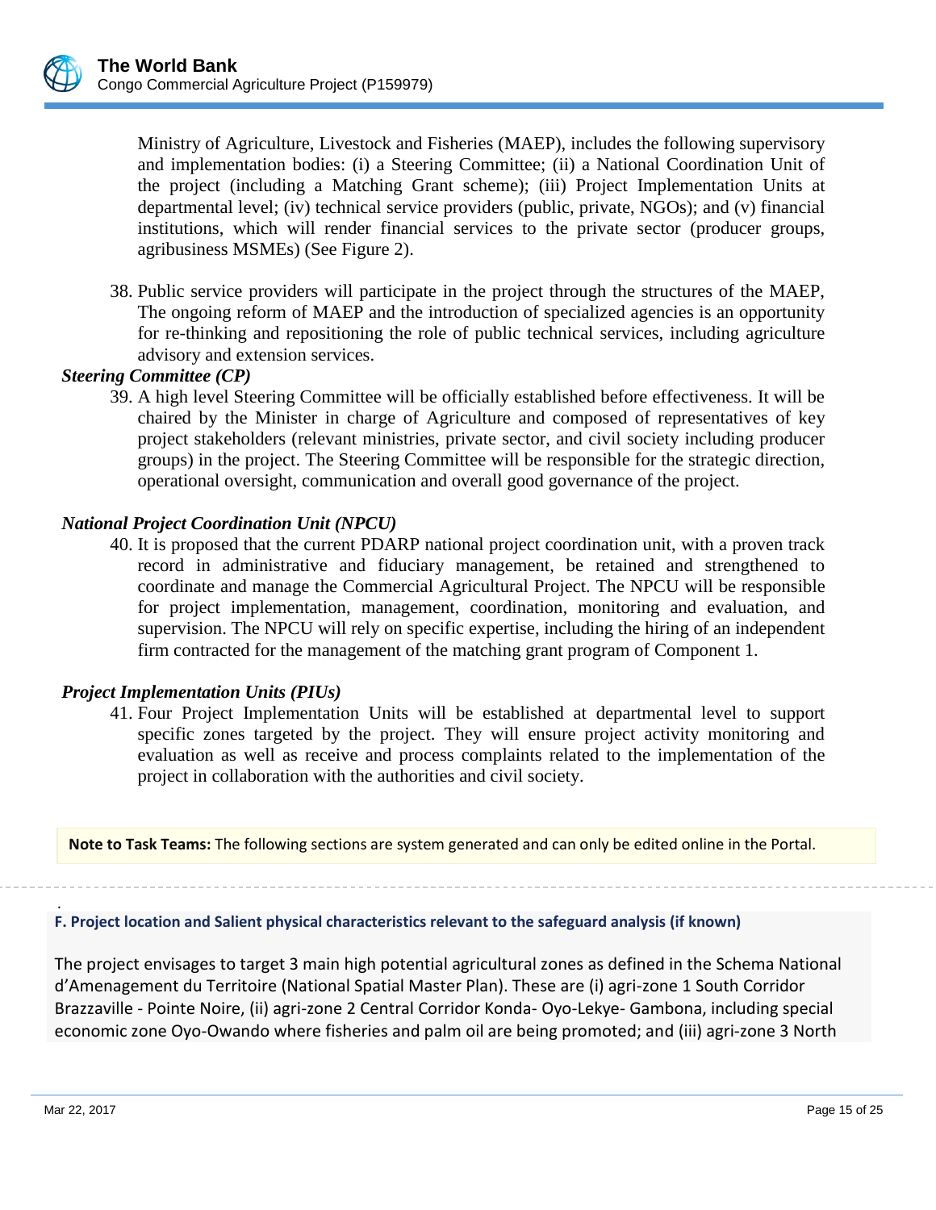Ministry of Agriculture, Livestock and Fisheries (MAEP), includes the following supervisory and implementation bodies: (i) a Steering Committee; (ii) a National Coordination Unit of the project (including a Matching Grant scheme); (iii) Project Implementation Units at departmental level; (iv) technical service providers (public, private, NGOs); and (v) financial institutions, which will render financial services to the private sector (producer groups, agribusiness MSMEs) (See Figure 2).

38. Public service providers will participate in the project through the structures of the MAEP, The ongoing reform of MAEP and the introduction of specialized agencies is an opportunity for re-thinking and repositioning the role of public technical services, including agriculture advisory and extension services.

***Steering Committee (CP)***

39. A high level Steering Committee will be officially established before effectiveness. It will be chaired by the Minister in charge of Agriculture and composed of representatives of key project stakeholders (relevant ministries, private sector, and civil society including producer groups) in the project. The Steering Committee will be responsible for the strategic direction, operational oversight, communication and overall good governance of the project.

***National Project Coordination Unit (NPCU)***

40. It is proposed that the current PDARP national project coordination unit, with a proven track record in administrative and fiduciary management, be retained and strengthened to coordinate and manage the Commercial Agricultural Project. The NPCU will be responsible for project implementation, management, coordination, monitoring and evaluation, and supervision. The NPCU will rely on specific expertise, including the hiring of an independent firm contracted for the management of the matching grant program of Component 1.

***Project Implementation Units (PIUs)***

41. Four Project Implementation Units will be established at departmental level to support specific zones targeted by the project. They will ensure project activity monitoring and evaluation as well as receive and process complaints related to the implementation of the project in collaboration with the authorities and civil society.

**Note to Task Teams:** The following sections are system generated and can only be edited online in the Portal.

**F. Project location and Salient physical characteristics relevant to the safeguard analysis (if known)**

The project envisages to target 3 main high potential agricultural zones as defined in the Schema National d'Amenagement du Territoire (National Spatial Master Plan). These are (i) agri-zone 1 South Corridor Brazzaville - Pointe Noire, (ii) agri-zone 2 Central Corridor Konda- Oyo-Lekye- Gambona, including special economic zone Oyo-Owando where fisheries and palm oil are being promoted; and (iii) agri-zone 3 North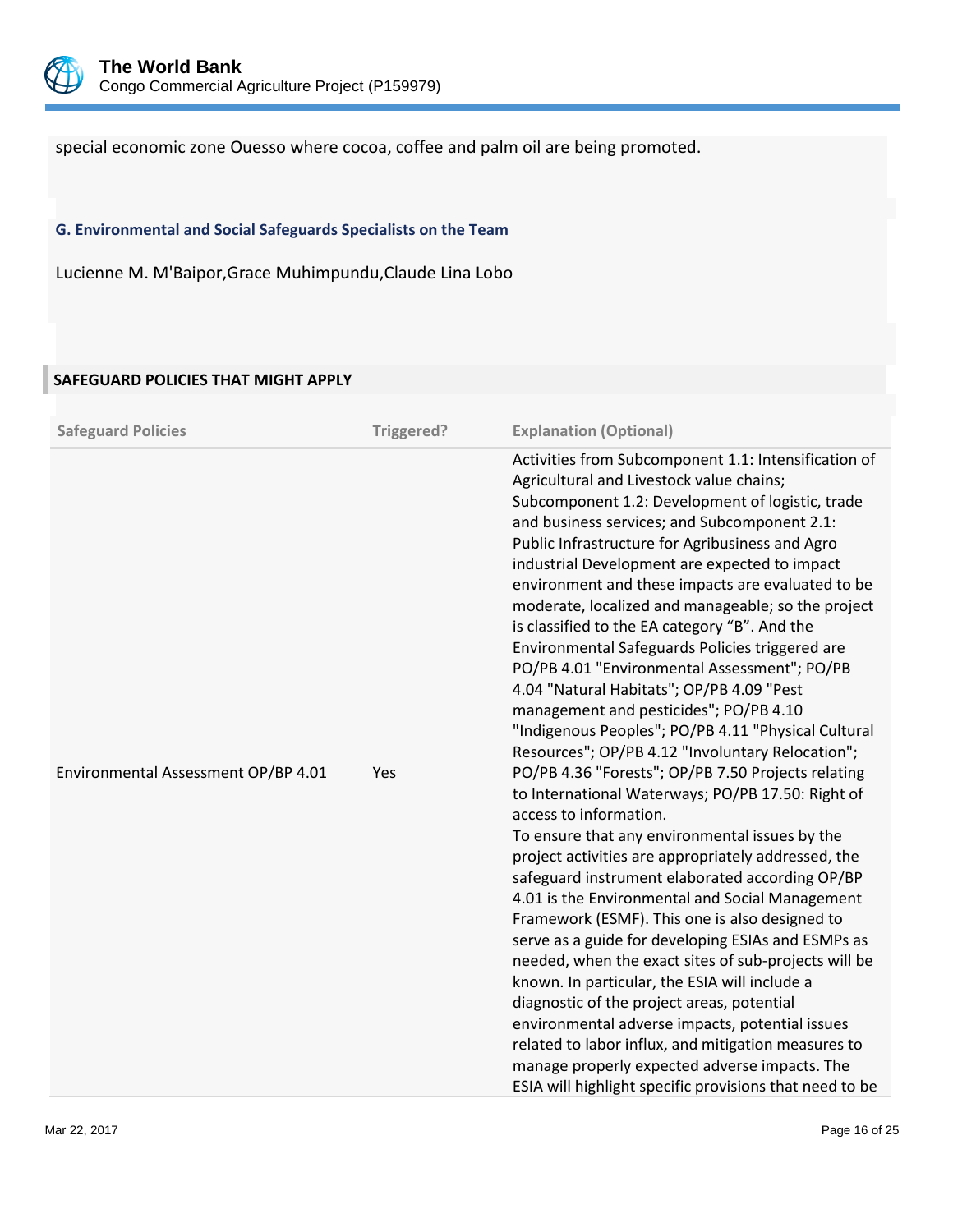special economic zone Ouesso where cocoa, coffee and palm oil are being promoted.

### G. Environmental and Social Safeguards Specialists on the Team

Lucienne M. M'Baipor,Grace Muhimpundu,Claude Lina Lobo

## SAFEGUARD POLICIES THAT MIGHT APPLY

| Safeguard Policies | Triggered? | Explanation (Optional) |
|---|---|---|
| Environmental Assessment OP/BP 4.01 | Yes | Activities from Subcomponent 1.1: Intensification of Agricultural and Livestock value chains; Subcomponent 1.2: Development of logistic, trade and business services; and Subcomponent 2.1: Public Infrastructure for Agribusiness and Agro industrial Development are expected to impact environment and these impacts are evaluated to be moderate, localized and manageable; so the project is classified to the EA category "B". And the Environmental Safeguards Policies triggered are PO/PB 4.01 "Environmental Assessment"; PO/PB 4.04 "Natural Habitats"; OP/PB 4.09 "Pest management and pesticides"; PO/PB 4.10 "Indigenous Peoples"; PO/PB 4.11 "Physical Cultural Resources"; OP/PB 4.12 "Involuntary Relocation"; PO/PB 4.36 "Forests"; OP/PB 7.50 Projects relating to International Waterways; PO/PB 17.50: Right of access to information. To ensure that any environmental issues by the project activities are appropriately addressed, the safeguard instrument elaborated according OP/BP 4.01 is the Environmental and Social Management Framework (ESMF). This one is also designed to serve as a guide for developing ESIAs and ESMPs as needed, when the exact sites of sub-projects will be known. In particular, the ESIA will include a diagnostic of the project areas, potential environmental adverse impacts, potential issues related to labor influx, and mitigation measures to manage properly expected adverse impacts. The ESIA will highlight specific provisions that need to be |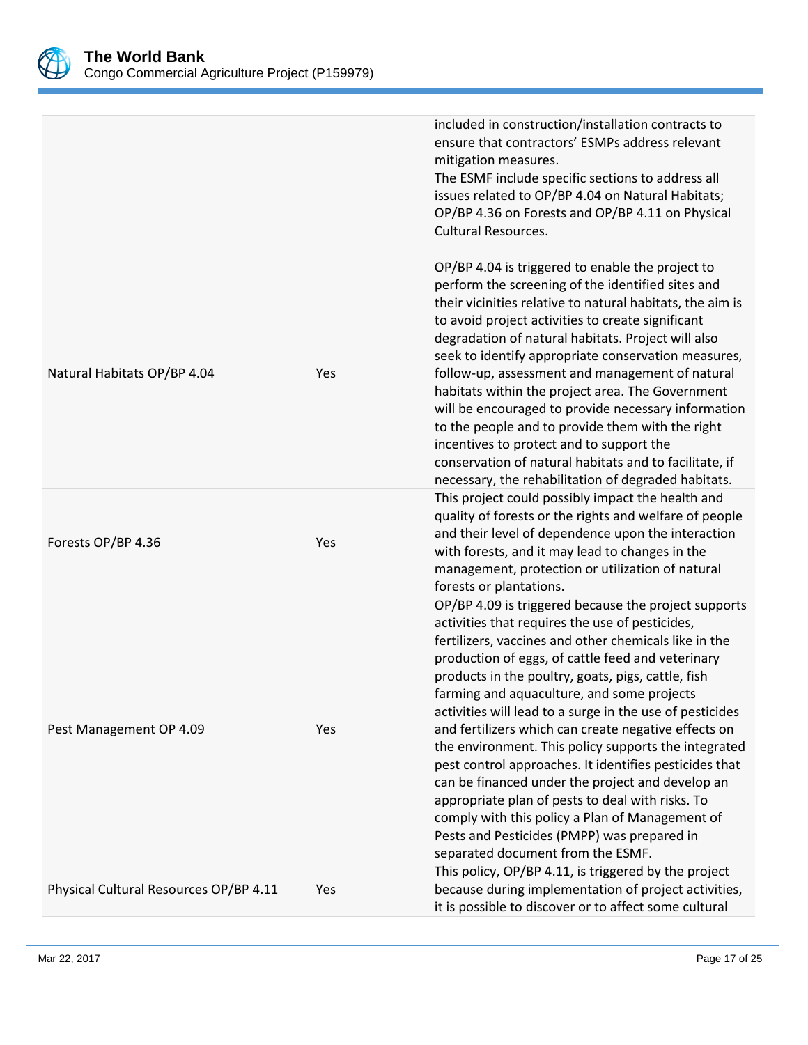| | | |
|---|---|---|
| | | included in construction/installation contracts to ensure that contractors' ESMPs address relevant mitigation measures.<br>The ESMF include specific sections to address all issues related to OP/BP 4.04 on Natural Habitats; OP/BP 4.36 on Forests and OP/BP 4.11 on Physical Cultural Resources. |
| Natural Habitats OP/BP 4.04 | Yes | OP/BP 4.04 is triggered to enable the project to perform the screening of the identified sites and their vicinities relative to natural habitats, the aim is to avoid project activities to create significant degradation of natural habitats. Project will also seek to identify appropriate conservation measures, follow-up, assessment and management of natural habitats within the project area. The Government will be encouraged to provide necessary information to the people and to provide them with the right incentives to protect and to support the conservation of natural habitats and to facilitate, if necessary, the rehabilitation of degraded habitats. |
| Forests OP/BP 4.36 | Yes | This project could possibly impact the health and quality of forests or the rights and welfare of people and their level of dependence upon the interaction with forests, and it may lead to changes in the management, protection or utilization of natural forests or plantations. |
| Pest Management OP 4.09 | Yes | OP/BP 4.09 is triggered because the project supports activities that requires the use of pesticides, fertilizers, vaccines and other chemicals like in the production of eggs, of cattle feed and veterinary products in the poultry, goats, pigs, cattle, fish farming and aquaculture, and some projects activities will lead to a surge in the use of pesticides and fertilizers which can create negative effects on the environment. This policy supports the integrated pest control approaches. It identifies pesticides that can be financed under the project and develop an appropriate plan of pests to deal with risks. To comply with this policy a Plan of Management of Pests and Pesticides (PMPP) was prepared in separated document from the ESMF. |
| Physical Cultural Resources OP/BP 4.11 | Yes | This policy, OP/BP 4.11, is triggered by the project because during implementation of project activities, it is possible to discover or to affect some cultural |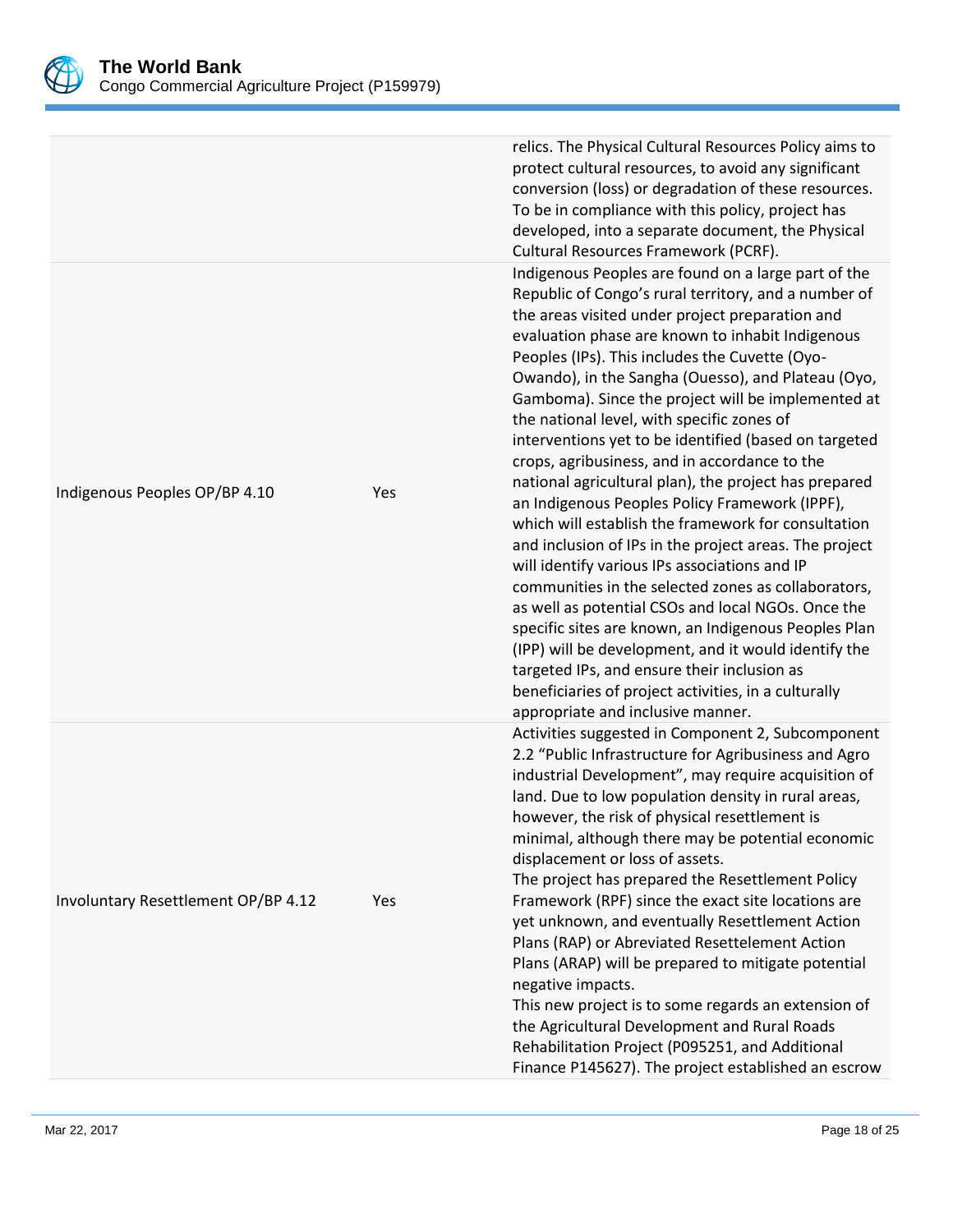| | | |
|---|---|---|
| | | relics. The Physical Cultural Resources Policy aims to protect cultural resources, to avoid any significant conversion (loss) or degradation of these resources. To be in compliance with this policy, project has developed, into a separate document, the Physical Cultural Resources Framework (PCRF). |
| Indigenous Peoples OP/BP 4.10 | Yes | Indigenous Peoples are found on a large part of the Republic of Congo's rural territory, and a number of the areas visited under project preparation and evaluation phase are known to inhabit Indigenous Peoples (IPs). This includes the Cuvette (Oyo-Owando), in the Sangha (Ouesso), and Plateau (Oyo, Gamboma). Since the project will be implemented at the national level, with specific zones of interventions yet to be identified (based on targeted crops, agribusiness, and in accordance to the national agricultural plan), the project has prepared an Indigenous Peoples Policy Framework (IPPF), which will establish the framework for consultation and inclusion of IPs in the project areas. The project will identify various IPs associations and IP communities in the selected zones as collaborators, as well as potential CSOs and local NGOs. Once the specific sites are known, an Indigenous Peoples Plan (IPP) will be development, and it would identify the targeted IPs, and ensure their inclusion as beneficiaries of project activities, in a culturally appropriate and inclusive manner. |
| Involuntary Resettlement OP/BP 4.12 | Yes | Activities suggested in Component 2, Subcomponent 2.2 "Public Infrastructure for Agribusiness and Agro industrial Development", may require acquisition of land. Due to low population density in rural areas, however, the risk of physical resettlement is minimal, although there may be potential economic displacement or loss of assets.<br>The project has prepared the Resettlement Policy Framework (RPF) since the exact site locations are yet unknown, and eventually Resettlement Action Plans (RAP) or Abreviated Resettelement Action Plans (ARAP) will be prepared to mitigate potential negative impacts.<br>This new project is to some regards an extension of the Agricultural Development and Rural Roads Rehabilitation Project (P095251, and Additional Finance P145627). The project established an escrow |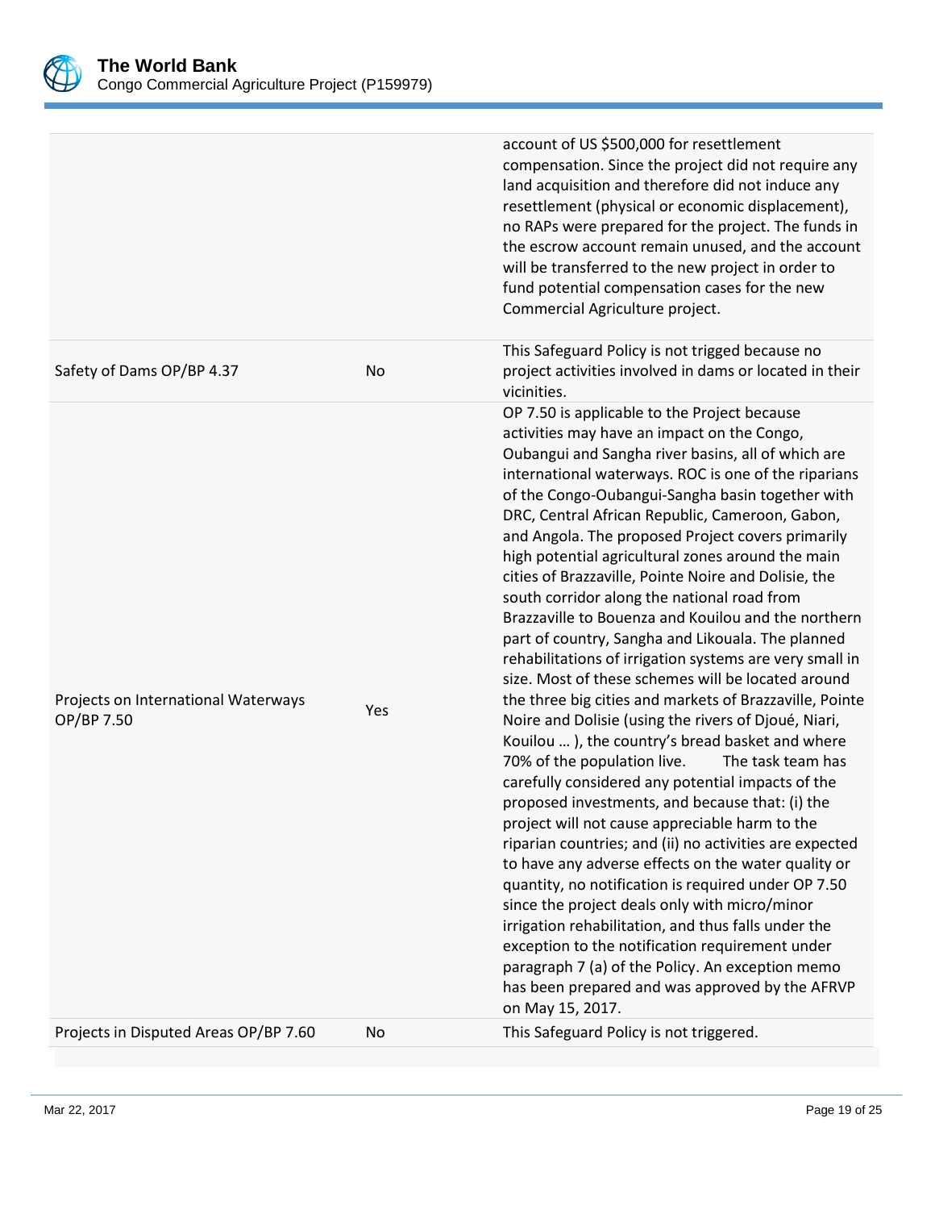| | | |
|---|---|---|
| | | account of US $500,000 for resettlement compensation. Since the project did not require any land acquisition and therefore did not induce any resettlement (physical or economic displacement), no RAPs were prepared for the project. The funds in the escrow account remain unused, and the account will be transferred to the new project in order to fund potential compensation cases for the new Commercial Agriculture project. |
| Safety of Dams OP/BP 4.37 | No | This Safeguard Policy is not trigged because no project activities involved in dams or located in their vicinities. |
| Projects on International Waterways OP/BP 7.50 | Yes | OP 7.50 is applicable to the Project because activities may have an impact on the Congo, Oubangui and Sangha river basins, all of which are international waterways. ROC is one of the riparians of the Congo-Oubangui-Sangha basin together with DRC, Central African Republic, Cameroon, Gabon, and Angola. The proposed Project covers primarily high potential agricultural zones around the main cities of Brazzaville, Pointe Noire and Dolisie, the south corridor along the national road from Brazzaville to Bouenza and Kouilou and the northern part of country, Sangha and Likouala. The planned rehabilitations of irrigation systems are very small in size. Most of these schemes will be located around the three big cities and markets of Brazzaville, Pointe Noire and Dolisie (using the rivers of Djoué, Niari, Kouilou … ), the country's bread basket and where 70% of the population live. The task team has carefully considered any potential impacts of the proposed investments, and because that: (i) the project will not cause appreciable harm to the riparian countries; and (ii) no activities are expected to have any adverse effects on the water quality or quantity, no notification is required under OP 7.50 since the project deals only with micro/minor irrigation rehabilitation, and thus falls under the exception to the notification requirement under paragraph 7 (a) of the Policy. An exception memo has been prepared and was approved by the AFRVP on May 15, 2017. |
| Projects in Disputed Areas OP/BP 7.60 | No | This Safeguard Policy is not triggered. |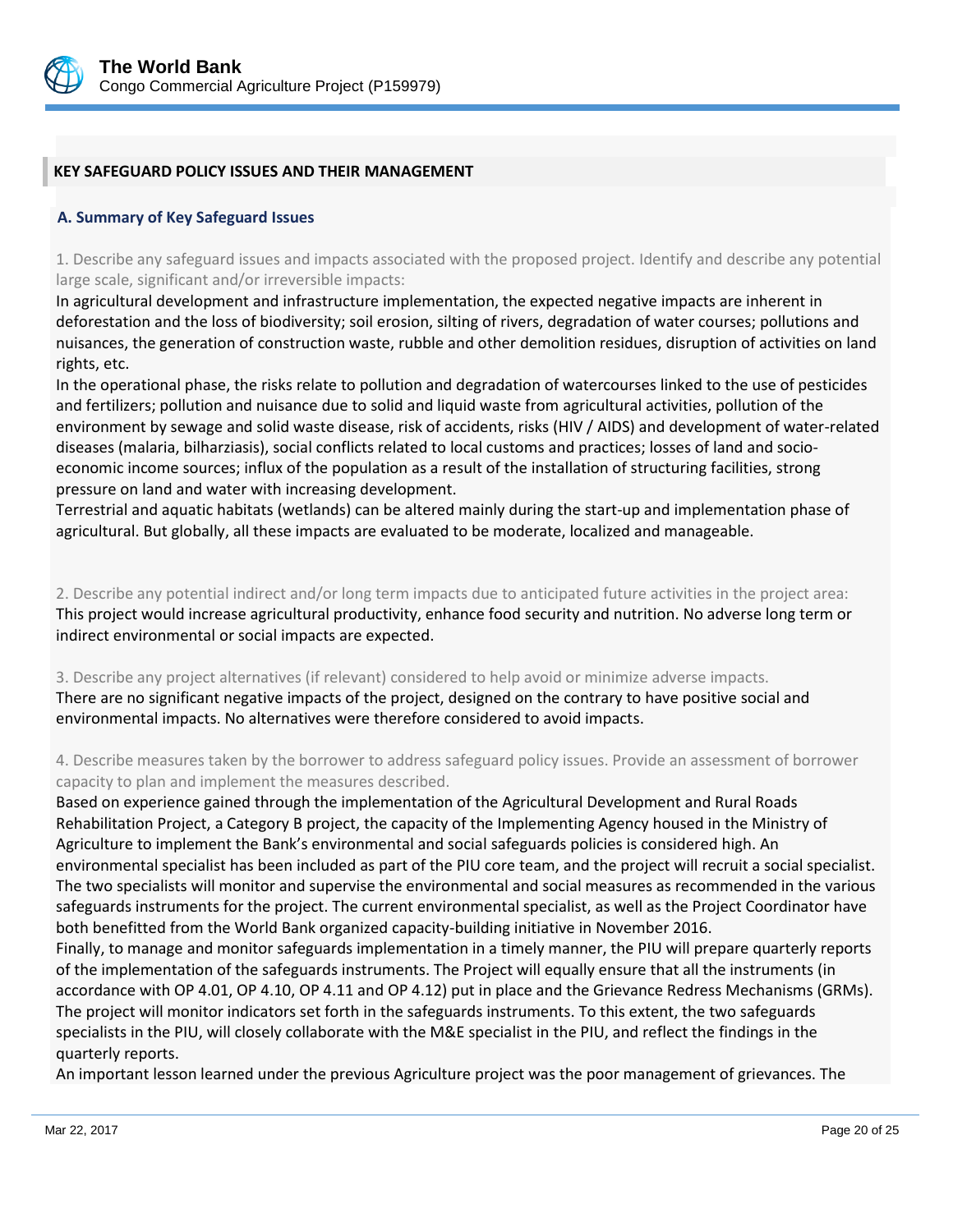## KEY SAFEGUARD POLICY ISSUES AND THEIR MANAGEMENT

### A. Summary of Key Safeguard Issues

1. Describe any safeguard issues and impacts associated with the proposed project. Identify and describe any potential large scale, significant and/or irreversible impacts:

In agricultural development and infrastructure implementation, the expected negative impacts are inherent in deforestation and the loss of biodiversity; soil erosion, silting of rivers, degradation of water courses; pollutions and nuisances, the generation of construction waste, rubble and other demolition residues, disruption of activities on land rights, etc.

In the operational phase, the risks relate to pollution and degradation of watercourses linked to the use of pesticides and fertilizers; pollution and nuisance due to solid and liquid waste from agricultural activities, pollution of the environment by sewage and solid waste disease, risk of accidents, risks (HIV / AIDS) and development of water-related diseases (malaria, bilharziasis), social conflicts related to local customs and practices; losses of land and socio-economic income sources; influx of the population as a result of the installation of structuring facilities, strong pressure on land and water with increasing development.

Terrestrial and aquatic habitats (wetlands) can be altered mainly during the start-up and implementation phase of agricultural. But globally, all these impacts are evaluated to be moderate, localized and manageable.

2. Describe any potential indirect and/or long term impacts due to anticipated future activities in the project area:

This project would increase agricultural productivity, enhance food security and nutrition. No adverse long term or indirect environmental or social impacts are expected.

3. Describe any project alternatives (if relevant) considered to help avoid or minimize adverse impacts.

There are no significant negative impacts of the project, designed on the contrary to have positive social and environmental impacts. No alternatives were therefore considered to avoid impacts.

4. Describe measures taken by the borrower to address safeguard policy issues. Provide an assessment of borrower capacity to plan and implement the measures described.

Based on experience gained through the implementation of the Agricultural Development and Rural Roads Rehabilitation Project, a Category B project, the capacity of the Implementing Agency housed in the Ministry of Agriculture to implement the Bank's environmental and social safeguards policies is considered high. An environmental specialist has been included as part of the PIU core team, and the project will recruit a social specialist. The two specialists will monitor and supervise the environmental and social measures as recommended in the various safeguards instruments for the project. The current environmental specialist, as well as the Project Coordinator have both benefitted from the World Bank organized capacity-building initiative in November 2016.

Finally, to manage and monitor safeguards implementation in a timely manner, the PIU will prepare quarterly reports of the implementation of the safeguards instruments. The Project will equally ensure that all the instruments (in accordance with OP 4.01, OP 4.10, OP 4.11 and OP 4.12) put in place and the Grievance Redress Mechanisms (GRMs). The project will monitor indicators set forth in the safeguards instruments. To this extent, the two safeguards specialists in the PIU, will closely collaborate with the M&E specialist in the PIU, and reflect the findings in the quarterly reports.

An important lesson learned under the previous Agriculture project was the poor management of grievances. The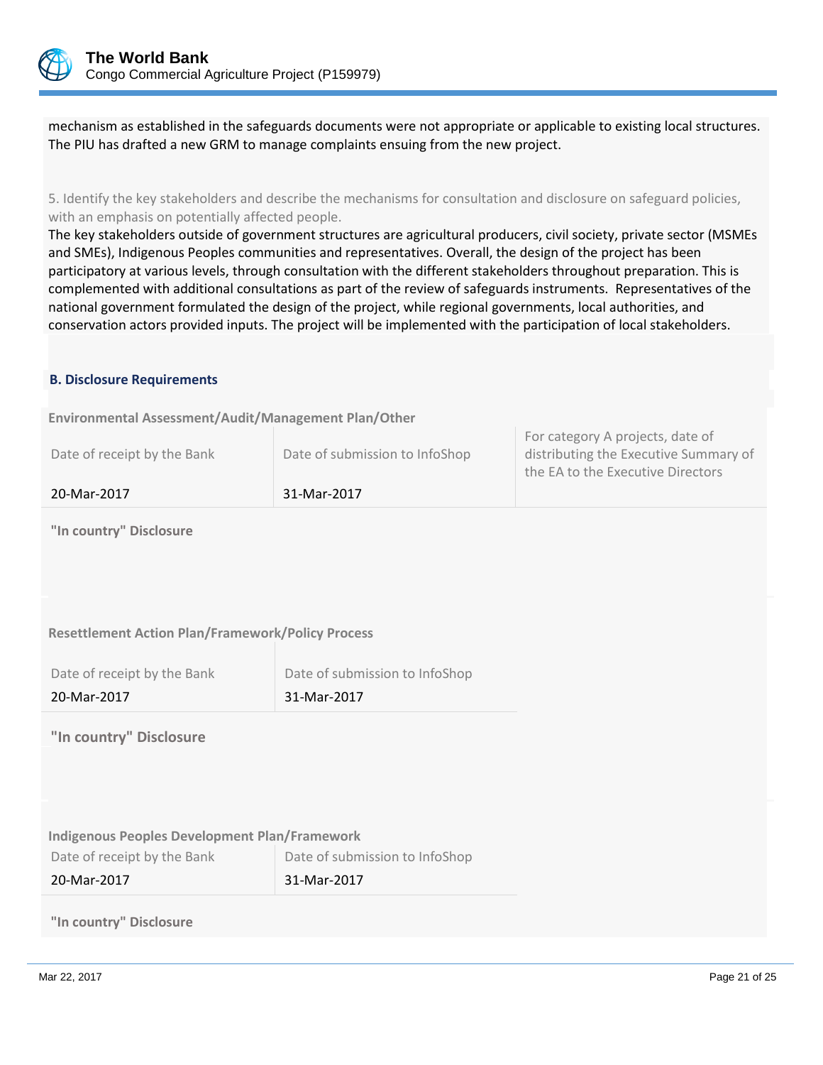mechanism as established in the safeguards documents were not appropriate or applicable to existing local structures. The PIU has drafted a new GRM to manage complaints ensuing from the new project.

5. Identify the key stakeholders and describe the mechanisms for consultation and disclosure on safeguard policies, with an emphasis on potentially affected people.

The key stakeholders outside of government structures are agricultural producers, civil society, private sector (MSMEs and SMEs), Indigenous Peoples communities and representatives. Overall, the design of the project has been participatory at various levels, through consultation with the different stakeholders throughout preparation. This is complemented with additional consultations as part of the review of safeguards instruments. Representatives of the national government formulated the design of the project, while regional governments, local authorities, and conservation actors provided inputs. The project will be implemented with the participation of local stakeholders.

### B. Disclosure Requirements

**Environmental Assessment/Audit/Management Plan/Other**

| Date of receipt by the Bank | Date of submission to InfoShop | For category A projects, date of distributing the Executive Summary of the EA to the Executive Directors |
|---|---|---|
| 20-Mar-2017 | 31-Mar-2017 | |

**"In country" Disclosure**

**Resettlement Action Plan/Framework/Policy Process**

| Date of receipt by the Bank | Date of submission to InfoShop |
|---|---|
| 20-Mar-2017 | 31-Mar-2017 |

**"In country" Disclosure**

**Indigenous Peoples Development Plan/Framework**

| Date of receipt by the Bank | Date of submission to InfoShop |
|---|---|
| 20-Mar-2017 | 31-Mar-2017 |

**"In country" Disclosure**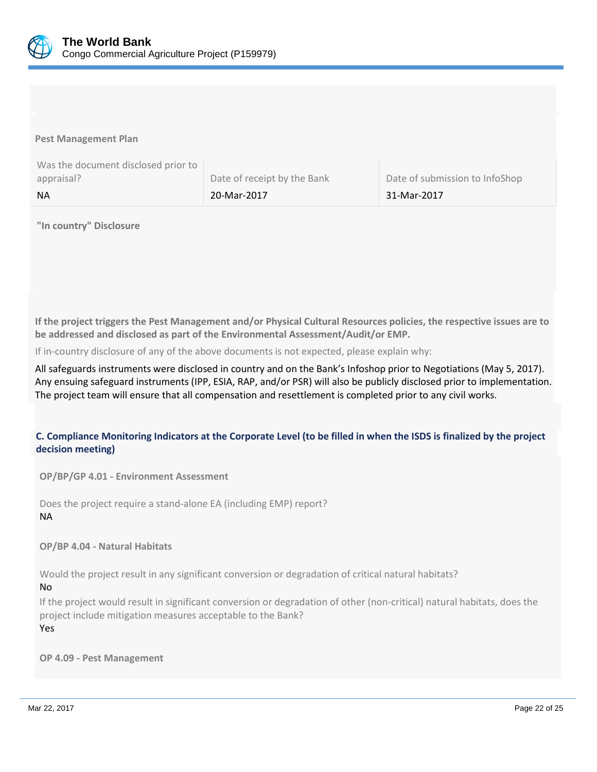**Pest Management Plan**

| Was the document disclosed prior to appraisal? | Date of receipt by the Bank | Date of submission to InfoShop |
|---|---|---|
| NA | 20-Mar-2017 | 31-Mar-2017 |

**"In country" Disclosure**

**If the project triggers the Pest Management and/or Physical Cultural Resources policies, the respective issues are to be addressed and disclosed as part of the Environmental Assessment/Audit/or EMP.**

If in-country disclosure of any of the above documents is not expected, please explain why:

All safeguards instruments were disclosed in country and on the Bank's Infoshop prior to Negotiations (May 5, 2017). Any ensuing safeguard instruments (IPP, ESIA, RAP, and/or PSR) will also be publicly disclosed prior to implementation. The project team will ensure that all compensation and resettlement is completed prior to any civil works.

## C. Compliance Monitoring Indicators at the Corporate Level (to be filled in when the ISDS is finalized by the project decision meeting)

**OP/BP/GP 4.01 - Environment Assessment**

Does the project require a stand-alone EA (including EMP) report?
NA

**OP/BP 4.04 - Natural Habitats**

Would the project result in any significant conversion or degradation of critical natural habitats?
No

If the project would result in significant conversion or degradation of other (non-critical) natural habitats, does the project include mitigation measures acceptable to the Bank?
Yes

**OP 4.09 - Pest Management**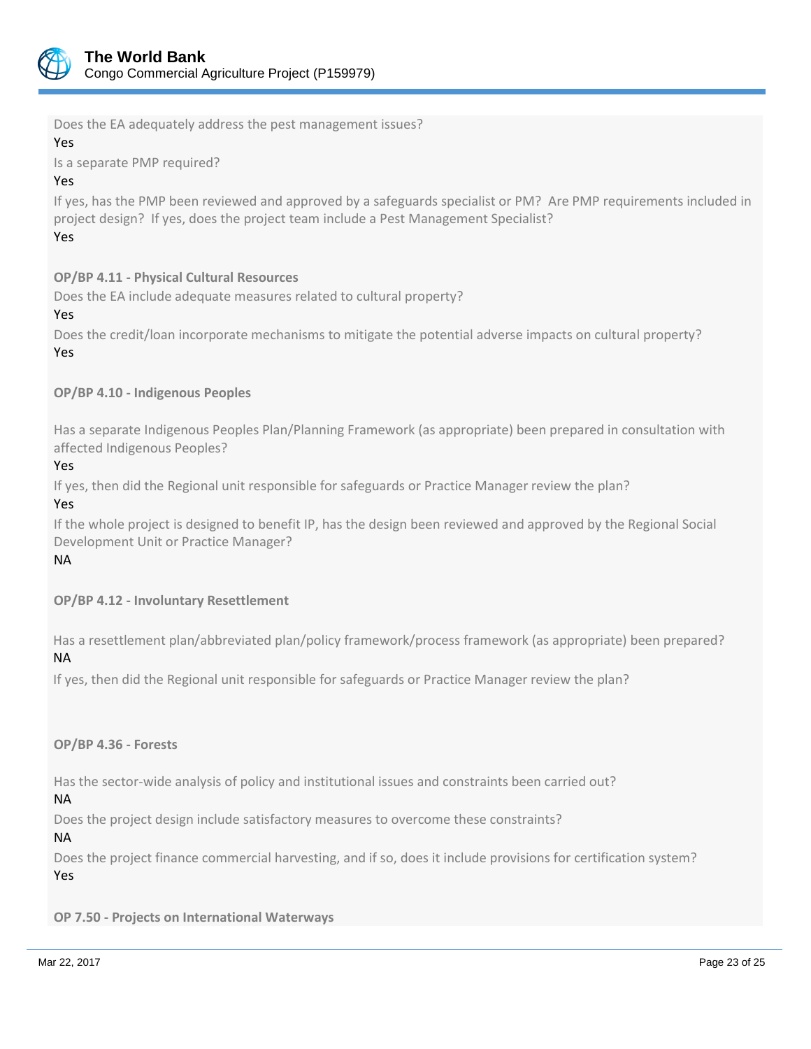Does the EA adequately address the pest management issues?

Yes

Is a separate PMP required?

Yes

If yes, has the PMP been reviewed and approved by a safeguards specialist or PM? Are PMP requirements included in project design? If yes, does the project team include a Pest Management Specialist?

Yes

**OP/BP 4.11 - Physical Cultural Resources**

Does the EA include adequate measures related to cultural property?

Yes

Does the credit/loan incorporate mechanisms to mitigate the potential adverse impacts on cultural property?

Yes

**OP/BP 4.10 - Indigenous Peoples**

Has a separate Indigenous Peoples Plan/Planning Framework (as appropriate) been prepared in consultation with affected Indigenous Peoples?

Yes

If yes, then did the Regional unit responsible for safeguards or Practice Manager review the plan?

Yes

If the whole project is designed to benefit IP, has the design been reviewed and approved by the Regional Social Development Unit or Practice Manager?

NA

**OP/BP 4.12 - Involuntary Resettlement**

Has a resettlement plan/abbreviated plan/policy framework/process framework (as appropriate) been prepared?

NA

If yes, then did the Regional unit responsible for safeguards or Practice Manager review the plan?

**OP/BP 4.36 - Forests**

Has the sector-wide analysis of policy and institutional issues and constraints been carried out?

NA

Does the project design include satisfactory measures to overcome these constraints?

NA

Does the project finance commercial harvesting, and if so, does it include provisions for certification system?

Yes

**OP 7.50 - Projects on International Waterways**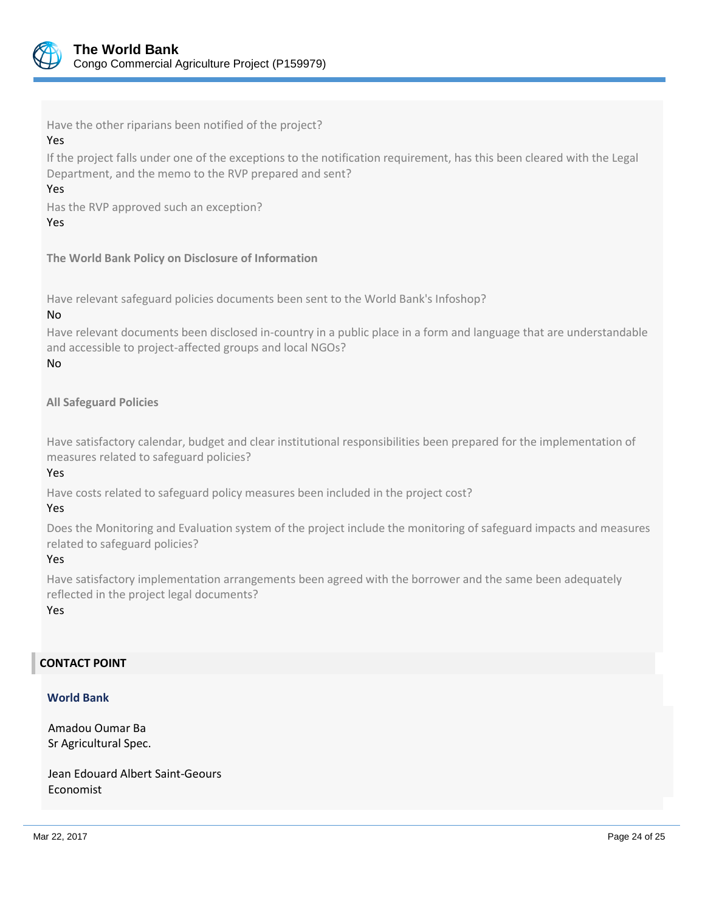Have the other riparians been notified of the project?

Yes

If the project falls under one of the exceptions to the notification requirement, has this been cleared with the Legal Department, and the memo to the RVP prepared and sent?

Yes

Has the RVP approved such an exception?

Yes

**The World Bank Policy on Disclosure of Information**

Have relevant safeguard policies documents been sent to the World Bank's Infoshop?

No

Have relevant documents been disclosed in-country in a public place in a form and language that are understandable and accessible to project-affected groups and local NGOs?

No

**All Safeguard Policies**

Have satisfactory calendar, budget and clear institutional responsibilities been prepared for the implementation of measures related to safeguard policies?

Yes

Have costs related to safeguard policy measures been included in the project cost?

Yes

Does the Monitoring and Evaluation system of the project include the monitoring of safeguard impacts and measures related to safeguard policies?

Yes

Have satisfactory implementation arrangements been agreed with the borrower and the same been adequately reflected in the project legal documents?

Yes

## CONTACT POINT

### World Bank

Amadou Oumar Ba
Sr Agricultural Spec.

Jean Edouard Albert Saint-Geours
Economist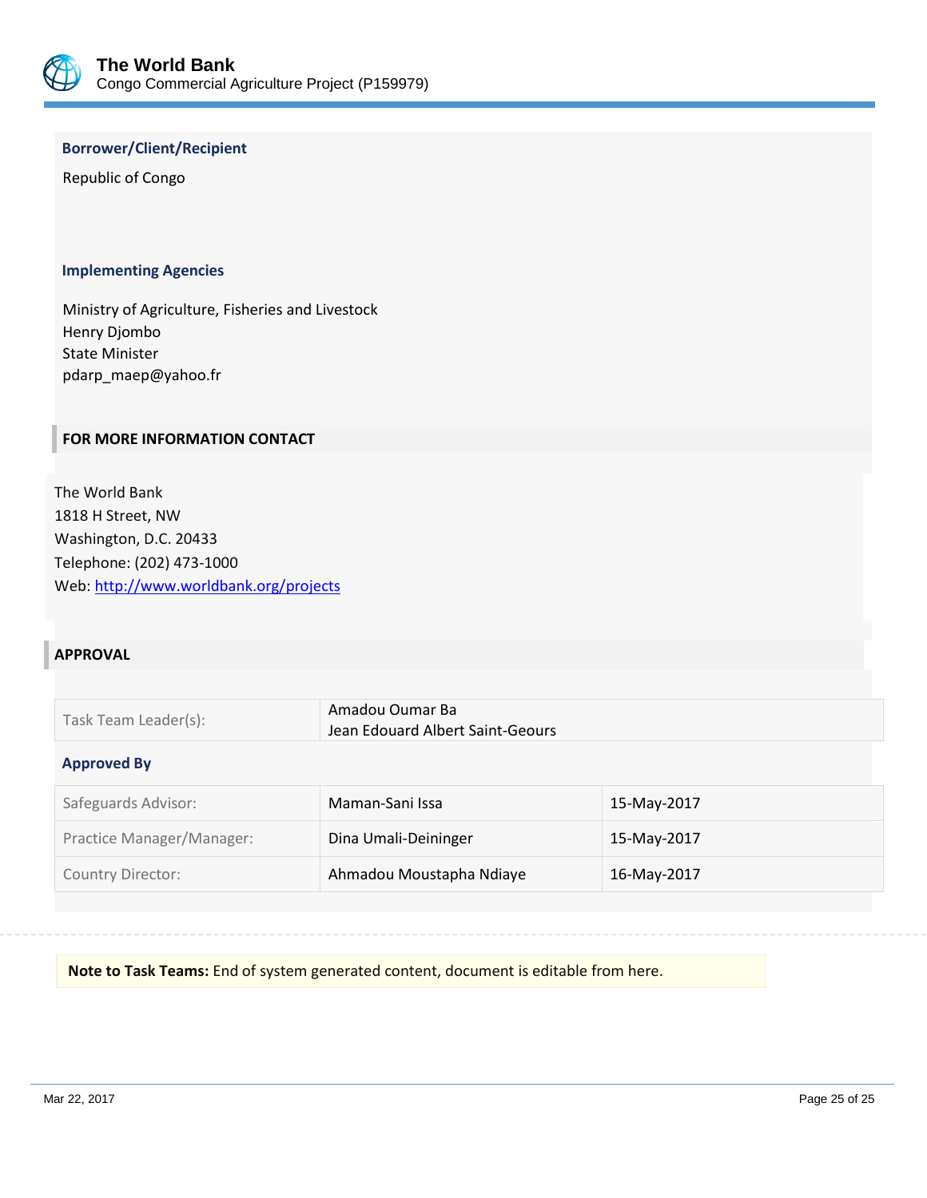### Borrower/Client/Recipient

Republic of Congo

### Implementing Agencies

Ministry of Agriculture, Fisheries and Livestock
Henry Djombo
State Minister
pdarp_maep@yahoo.fr

## FOR MORE INFORMATION CONTACT

The World Bank
1818 H Street, NW
Washington, D.C. 20433
Telephone: (202) 473-1000
Web: http://www.worldbank.org/projects

## APPROVAL

| | |
|---|---|
| Task Team Leader(s): | Amadou Oumar Ba<br>Jean Edouard Albert Saint-Geours |

### Approved By

| | | |
|---|---|---|
| Safeguards Advisor: | Maman-Sani Issa | 15-May-2017 |
| Practice Manager/Manager: | Dina Umali-Deininger | 15-May-2017 |
| Country Director: | Ahmadou Moustapha Ndiaye | 16-May-2017 |

**Note to Task Teams:** End of system generated content, document is editable from here.